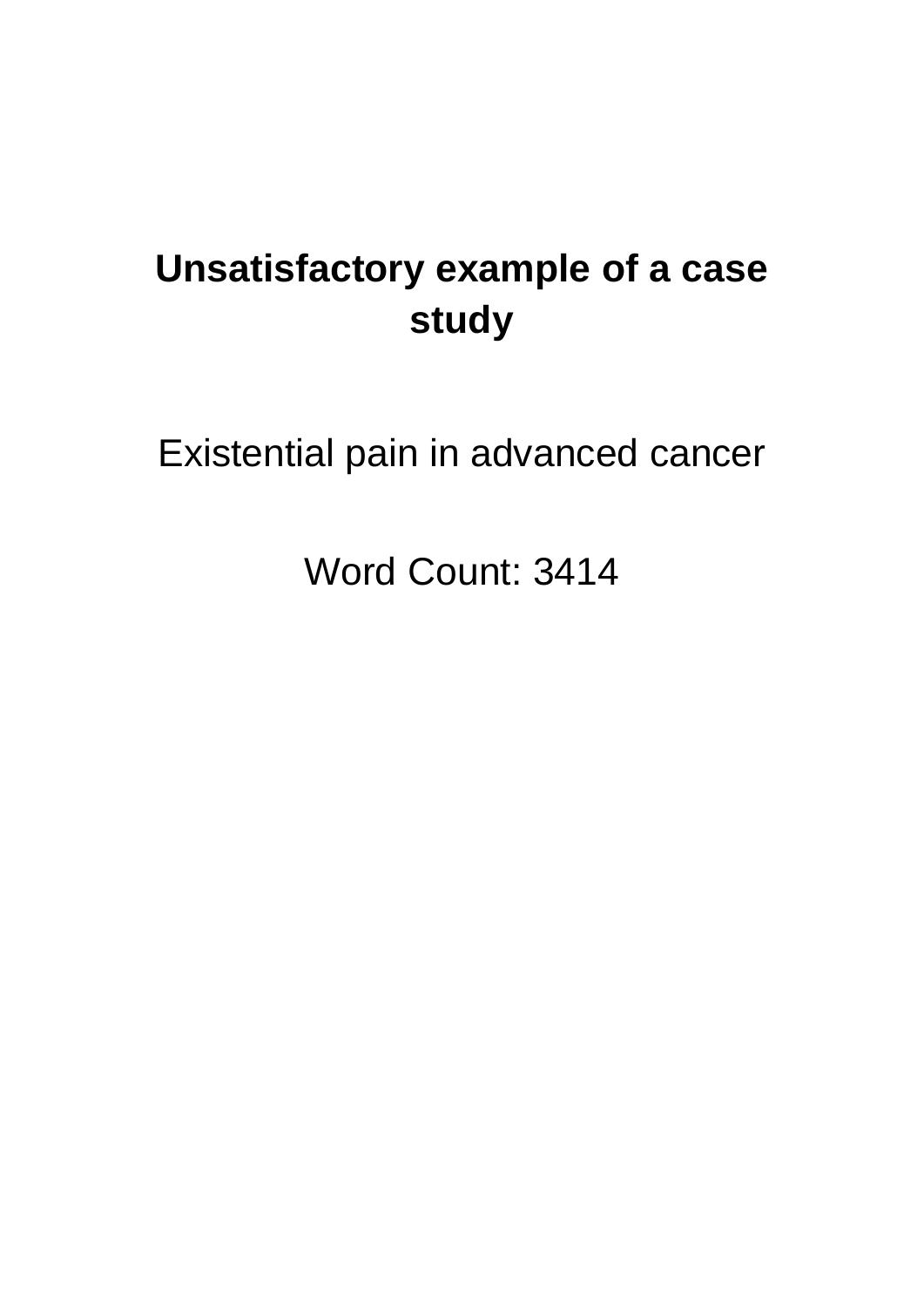# Unsatisfactory example of a case study

Existential pain in advanced cancer

Word Count: 3414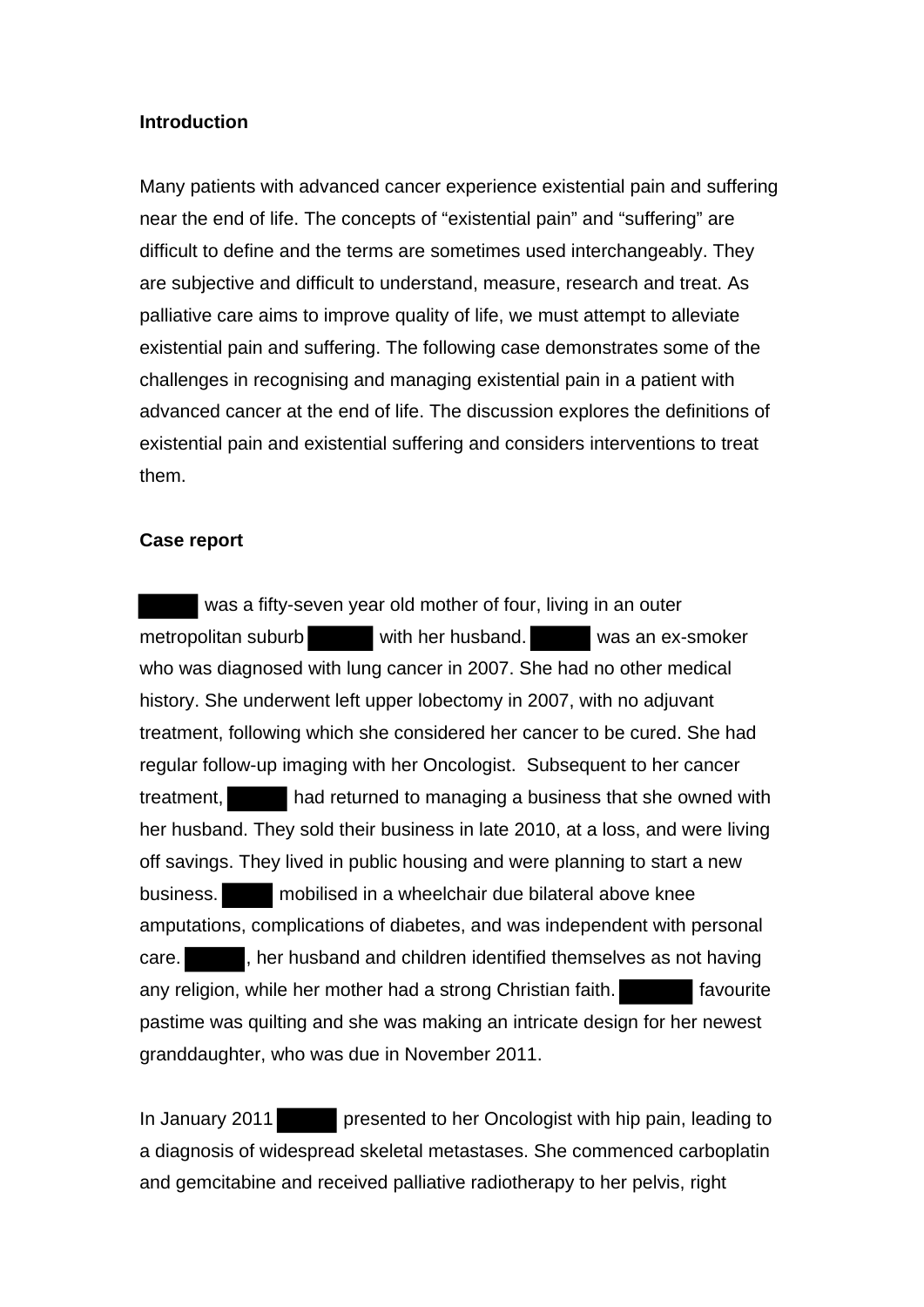**Introduction**

Many patients with advanced cancer experience existential pain and suffering near the end of life. The concepts of "existential pain" and "suffering" are difficult to define and the terms are sometimes used interchangeably. They are subjective and difficult to understand, measure, research and treat. As palliative care aims to improve quality of life, we must attempt to alleviate existential pain and suffering. The following case demonstrates some of the challenges in recognising and managing existential pain in a patient with advanced cancer at the end of life. The discussion explores the definitions of existential pain and existential suffering and considers interventions to treat them.

**Case report**

██████ was a fifty-seven year old mother of four, living in an outer metropolitan suburb ██████ with her husband. ██████ was an ex-smoker who was diagnosed with lung cancer in 2007. She had no other medical history. She underwent left upper lobectomy in 2007, with no adjuvant treatment, following which she considered her cancer to be cured. She had regular follow-up imaging with her Oncologist. Subsequent to her cancer treatment, ██████ had returned to managing a business that she owned with her husband. They sold their business in late 2010, at a loss, and were living off savings. They lived in public housing and were planning to start a new business. ██████ mobilised in a wheelchair due bilateral above knee amputations, complications of diabetes, and was independent with personal care. ██████, her husband and children identified themselves as not having any religion, while her mother had a strong Christian faith. ██████ favourite pastime was quilting and she was making an intricate design for her newest granddaughter, who was due in November 2011.

In January 2011 ██████ presented to her Oncologist with hip pain, leading to a diagnosis of widespread skeletal metastases. She commenced carboplatin and gemcitabine and received palliative radiotherapy to her pelvis, right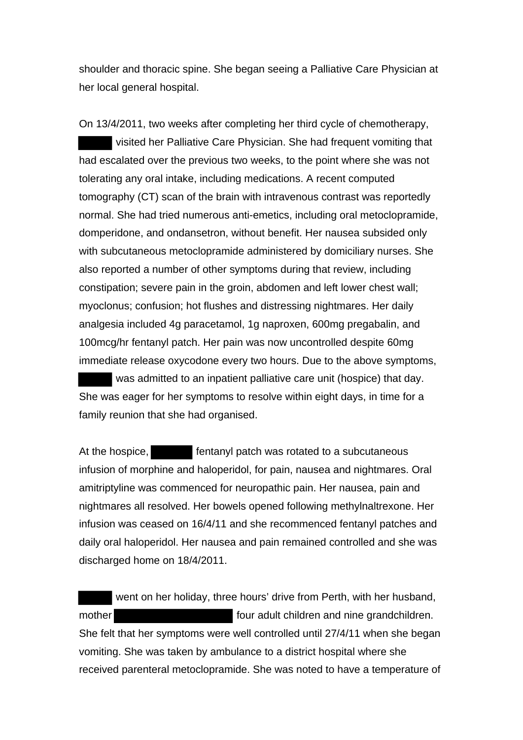shoulder and thoracic spine. She began seeing a Palliative Care Physician at her local general hospital.

On 13/4/2011, two weeks after completing her third cycle of chemotherapy, ██████ visited her Palliative Care Physician. She had frequent vomiting that had escalated over the previous two weeks, to the point where she was not tolerating any oral intake, including medications. A recent computed tomography (CT) scan of the brain with intravenous contrast was reportedly normal. She had tried numerous anti-emetics, including oral metoclopramide, domperidone, and ondansetron, without benefit. Her nausea subsided only with subcutaneous metoclopramide administered by domiciliary nurses. She also reported a number of other symptoms during that review, including constipation; severe pain in the groin, abdomen and left lower chest wall; myoclonus; confusion; hot flushes and distressing nightmares. Her daily analgesia included 4g paracetamol, 1g naproxen, 600mg pregabalin, and 100mcg/hr fentanyl patch. Her pain was now uncontrolled despite 60mg immediate release oxycodone every two hours. Due to the above symptoms, ██████ was admitted to an inpatient palliative care unit (hospice) that day. She was eager for her symptoms to resolve within eight days, in time for a family reunion that she had organised.

At the hospice, ██████ fentanyl patch was rotated to a subcutaneous infusion of morphine and haloperidol, for pain, nausea and nightmares. Oral amitriptyline was commenced for neuropathic pain. Her nausea, pain and nightmares all resolved. Her bowels opened following methylnaltrexone. Her infusion was ceased on 16/4/11 and she recommenced fentanyl patches and daily oral haloperidol. Her nausea and pain remained controlled and she was discharged home on 18/4/2011.

██████ went on her holiday, three hours' drive from Perth, with her husband, mother ██████████████ four adult children and nine grandchildren. She felt that her symptoms were well controlled until 27/4/11 when she began vomiting. She was taken by ambulance to a district hospital where she received parenteral metoclopramide. She was noted to have a temperature of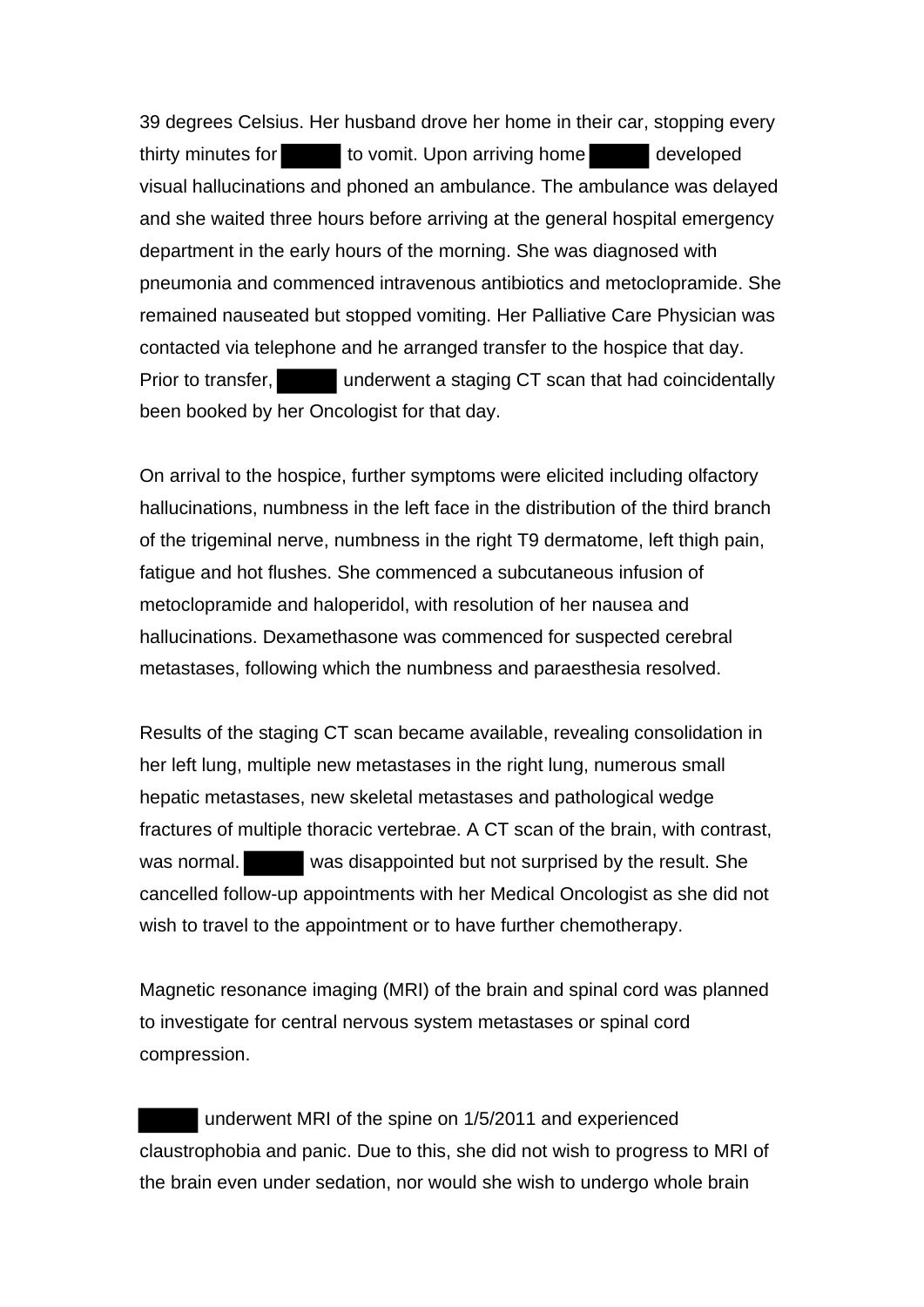39 degrees Celsius. Her husband drove her home in their car, stopping every thirty minutes for ██████ to vomit. Upon arriving home ██████ developed visual hallucinations and phoned an ambulance. The ambulance was delayed and she waited three hours before arriving at the general hospital emergency department in the early hours of the morning. She was diagnosed with pneumonia and commenced intravenous antibiotics and metoclopramide. She remained nauseated but stopped vomiting. Her Palliative Care Physician was contacted via telephone and he arranged transfer to the hospice that day. Prior to transfer, ██████ underwent a staging CT scan that had coincidentally been booked by her Oncologist for that day.

On arrival to the hospice, further symptoms were elicited including olfactory hallucinations, numbness in the left face in the distribution of the third branch of the trigeminal nerve, numbness in the right T9 dermatome, left thigh pain, fatigue and hot flushes. She commenced a subcutaneous infusion of metoclopramide and haloperidol, with resolution of her nausea and hallucinations. Dexamethasone was commenced for suspected cerebral metastases, following which the numbness and paraesthesia resolved.

Results of the staging CT scan became available, revealing consolidation in her left lung, multiple new metastases in the right lung, numerous small hepatic metastases, new skeletal metastases and pathological wedge fractures of multiple thoracic vertebrae. A CT scan of the brain, with contrast, was normal. ██████ was disappointed but not surprised by the result. She cancelled follow-up appointments with her Medical Oncologist as she did not wish to travel to the appointment or to have further chemotherapy.

Magnetic resonance imaging (MRI) of the brain and spinal cord was planned to investigate for central nervous system metastases or spinal cord compression.

██████ underwent MRI of the spine on 1/5/2011 and experienced claustrophobia and panic. Due to this, she did not wish to progress to MRI of the brain even under sedation, nor would she wish to undergo whole brain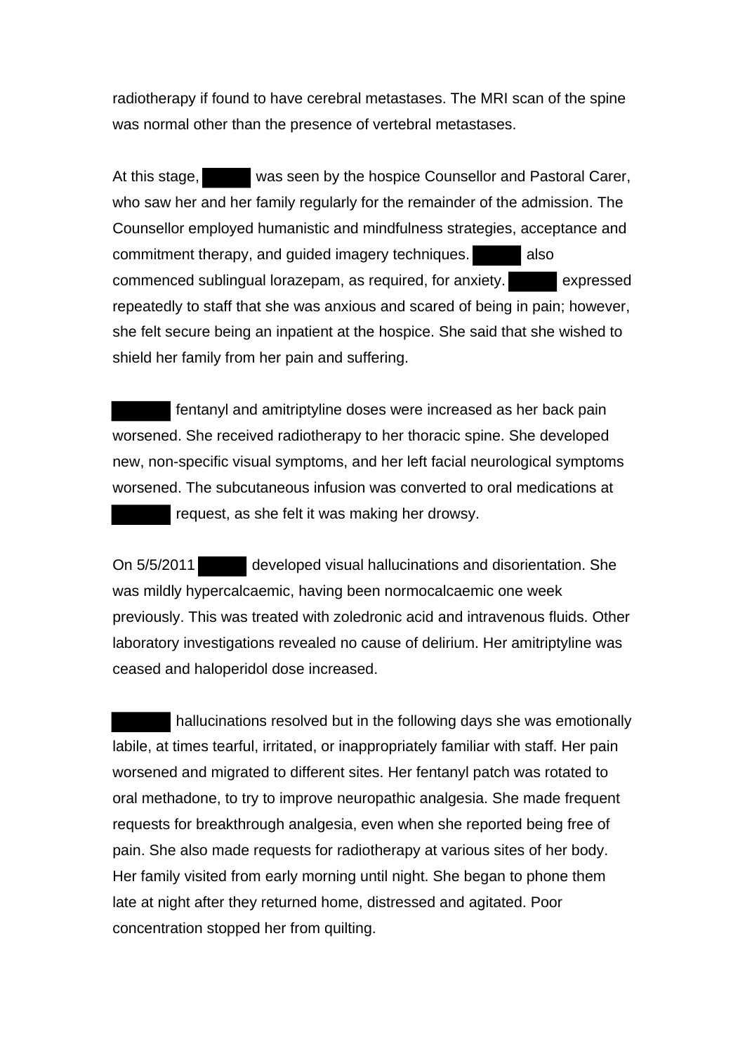radiotherapy if found to have cerebral metastases. The MRI scan of the spine was normal other than the presence of vertebral metastases.

At this stage, ███ was seen by the hospice Counsellor and Pastoral Carer, who saw her and her family regularly for the remainder of the admission. The Counsellor employed humanistic and mindfulness strategies, acceptance and commitment therapy, and guided imagery techniques. ███ also commenced sublingual lorazepam, as required, for anxiety. ███ expressed repeatedly to staff that she was anxious and scared of being in pain; however, she felt secure being an inpatient at the hospice. She said that she wished to shield her family from her pain and suffering.

███ fentanyl and amitriptyline doses were increased as her back pain worsened. She received radiotherapy to her thoracic spine. She developed new, non-specific visual symptoms, and her left facial neurological symptoms worsened. The subcutaneous infusion was converted to oral medications at ███ request, as she felt it was making her drowsy.

On 5/5/2011 ███ developed visual hallucinations and disorientation. She was mildly hypercalcaemic, having been normocalcaemic one week previously. This was treated with zoledronic acid and intravenous fluids. Other laboratory investigations revealed no cause of delirium. Her amitriptyline was ceased and haloperidol dose increased.

███ hallucinations resolved but in the following days she was emotionally labile, at times tearful, irritated, or inappropriately familiar with staff. Her pain worsened and migrated to different sites. Her fentanyl patch was rotated to oral methadone, to try to improve neuropathic analgesia. She made frequent requests for breakthrough analgesia, even when she reported being free of pain. She also made requests for radiotherapy at various sites of her body. Her family visited from early morning until night. She began to phone them late at night after they returned home, distressed and agitated. Poor concentration stopped her from quilting.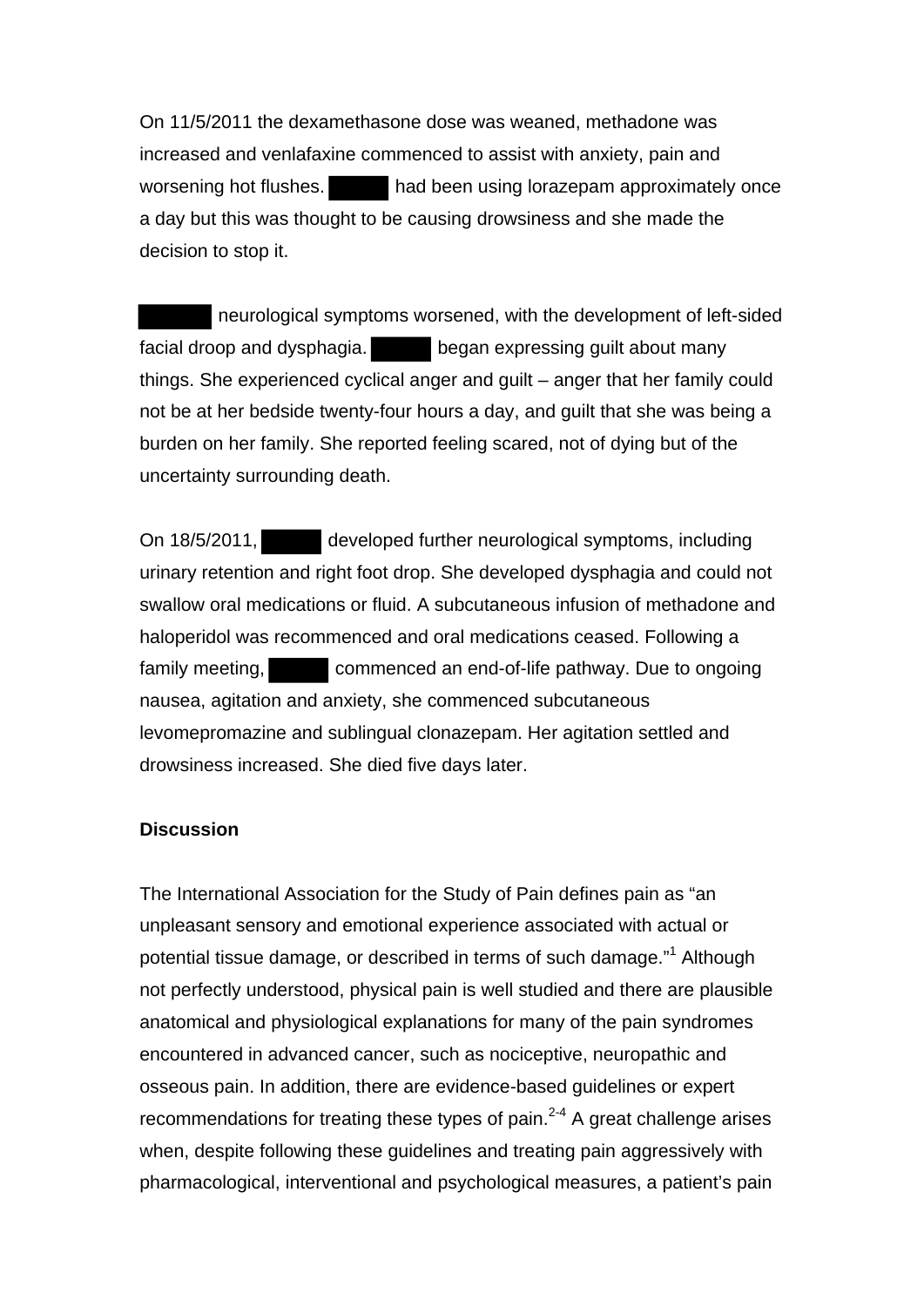On 11/5/2011 the dexamethasone dose was weaned, methadone was increased and venlafaxine commenced to assist with anxiety, pain and worsening hot flushes. ████ had been using lorazepam approximately once a day but this was thought to be causing drowsiness and she made the decision to stop it.

█████ neurological symptoms worsened, with the development of left-sided facial droop and dysphagia. ████ began expressing guilt about many things. She experienced cyclical anger and guilt – anger that her family could not be at her bedside twenty-four hours a day, and guilt that she was being a burden on her family. She reported feeling scared, not of dying but of the uncertainty surrounding death.

On 18/5/2011, ████ developed further neurological symptoms, including urinary retention and right foot drop. She developed dysphagia and could not swallow oral medications or fluid. A subcutaneous infusion of methadone and haloperidol was recommenced and oral medications ceased. Following a family meeting, ████ commenced an end-of-life pathway. Due to ongoing nausea, agitation and anxiety, she commenced subcutaneous levomepromazine and sublingual clonazepam. Her agitation settled and drowsiness increased. She died five days later.

## Discussion

The International Association for the Study of Pain defines pain as "an unpleasant sensory and emotional experience associated with actual or potential tissue damage, or described in terms of such damage."[1] Although not perfectly understood, physical pain is well studied and there are plausible anatomical and physiological explanations for many of the pain syndromes encountered in advanced cancer, such as nociceptive, neuropathic and osseous pain. In addition, there are evidence-based guidelines or expert recommendations for treating these types of pain.[2-4] A great challenge arises when, despite following these guidelines and treating pain aggressively with pharmacological, interventional and psychological measures, a patient's pain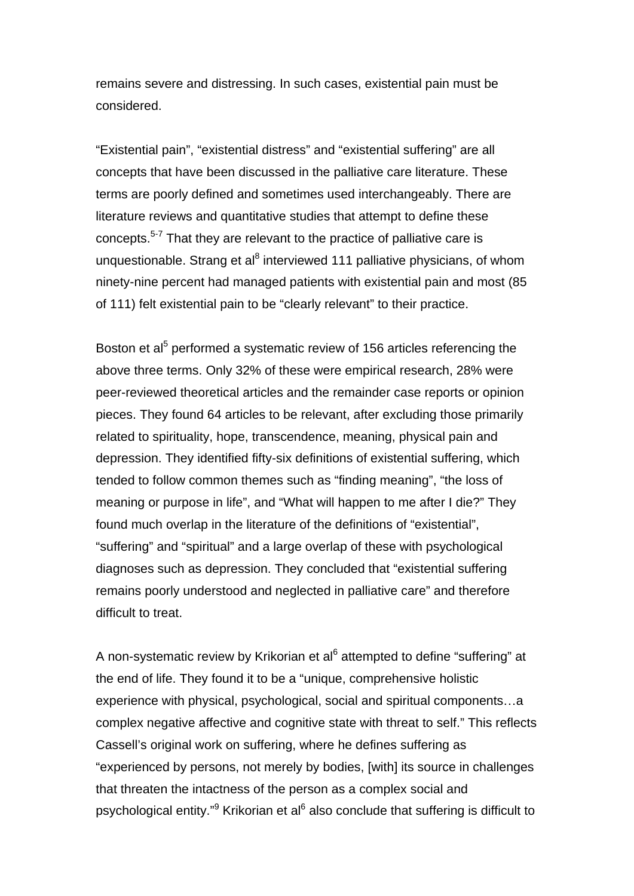remains severe and distressing. In such cases, existential pain must be considered.

"Existential pain", "existential distress" and "existential suffering" are all concepts that have been discussed in the palliative care literature. These terms are poorly defined and sometimes used interchangeably. There are literature reviews and quantitative studies that attempt to define these concepts.[5-7] That they are relevant to the practice of palliative care is unquestionable. Strang et al[8] interviewed 111 palliative physicians, of whom ninety-nine percent had managed patients with existential pain and most (85 of 111) felt existential pain to be "clearly relevant" to their practice.

Boston et al[5] performed a systematic review of 156 articles referencing the above three terms. Only 32% of these were empirical research, 28% were peer-reviewed theoretical articles and the remainder case reports or opinion pieces. They found 64 articles to be relevant, after excluding those primarily related to spirituality, hope, transcendence, meaning, physical pain and depression. They identified fifty-six definitions of existential suffering, which tended to follow common themes such as "finding meaning", "the loss of meaning or purpose in life", and "What will happen to me after I die?" They found much overlap in the literature of the definitions of "existential", "suffering" and "spiritual" and a large overlap of these with psychological diagnoses such as depression. They concluded that "existential suffering remains poorly understood and neglected in palliative care" and therefore difficult to treat.

A non-systematic review by Krikorian et al[6] attempted to define "suffering" at the end of life. They found it to be a "unique, comprehensive holistic experience with physical, psychological, social and spiritual components…a complex negative affective and cognitive state with threat to self." This reflects Cassell's original work on suffering, where he defines suffering as "experienced by persons, not merely by bodies, [with] its source in challenges that threaten the intactness of the person as a complex social and psychological entity."[9] Krikorian et al[6] also conclude that suffering is difficult to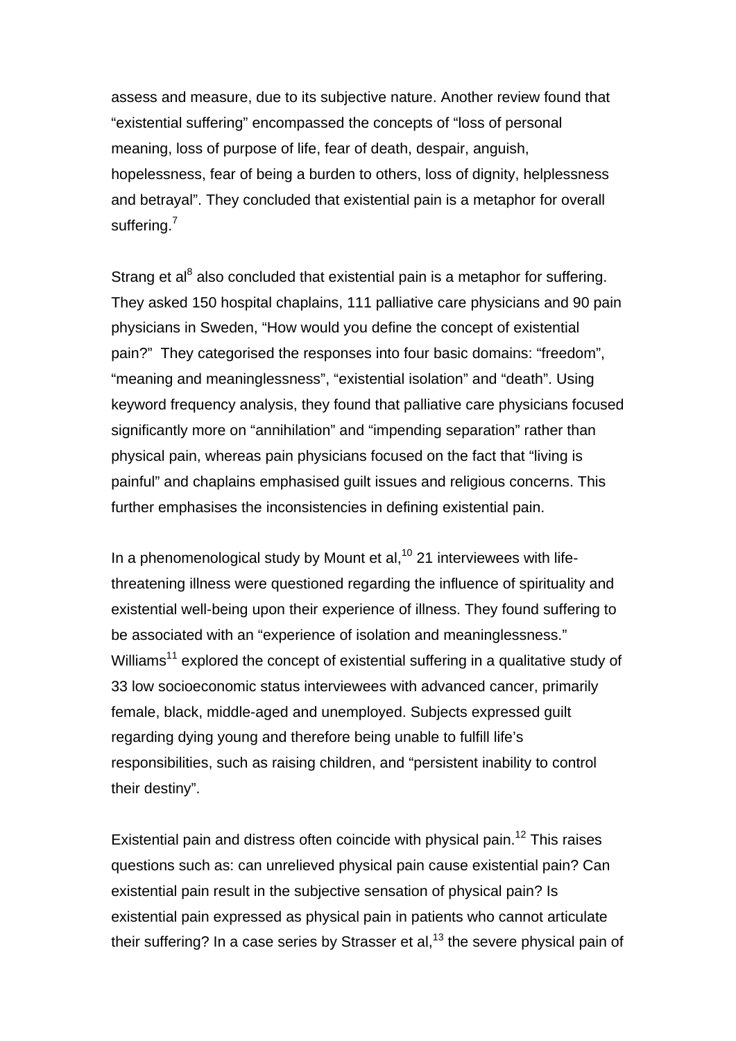assess and measure, due to its subjective nature. Another review found that "existential suffering" encompassed the concepts of "loss of personal meaning, loss of purpose of life, fear of death, despair, anguish, hopelessness, fear of being a burden to others, loss of dignity, helplessness and betrayal". They concluded that existential pain is a metaphor for overall suffering.[7]

Strang et al[8] also concluded that existential pain is a metaphor for suffering. They asked 150 hospital chaplains, 111 palliative care physicians and 90 pain physicians in Sweden, "How would you define the concept of existential pain?" They categorised the responses into four basic domains: "freedom", "meaning and meaninglessness", "existential isolation" and "death". Using keyword frequency analysis, they found that palliative care physicians focused significantly more on "annihilation" and "impending separation" rather than physical pain, whereas pain physicians focused on the fact that "living is painful" and chaplains emphasised guilt issues and religious concerns. This further emphasises the inconsistencies in defining existential pain.

In a phenomenological study by Mount et al,[10] 21 interviewees with life-threatening illness were questioned regarding the influence of spirituality and existential well-being upon their experience of illness. They found suffering to be associated with an "experience of isolation and meaninglessness." Williams[11] explored the concept of existential suffering in a qualitative study of 33 low socioeconomic status interviewees with advanced cancer, primarily female, black, middle-aged and unemployed. Subjects expressed guilt regarding dying young and therefore being unable to fulfill life's responsibilities, such as raising children, and "persistent inability to control their destiny".

Existential pain and distress often coincide with physical pain.[12] This raises questions such as: can unrelieved physical pain cause existential pain? Can existential pain result in the subjective sensation of physical pain? Is existential pain expressed as physical pain in patients who cannot articulate their suffering? In a case series by Strasser et al,[13] the severe physical pain of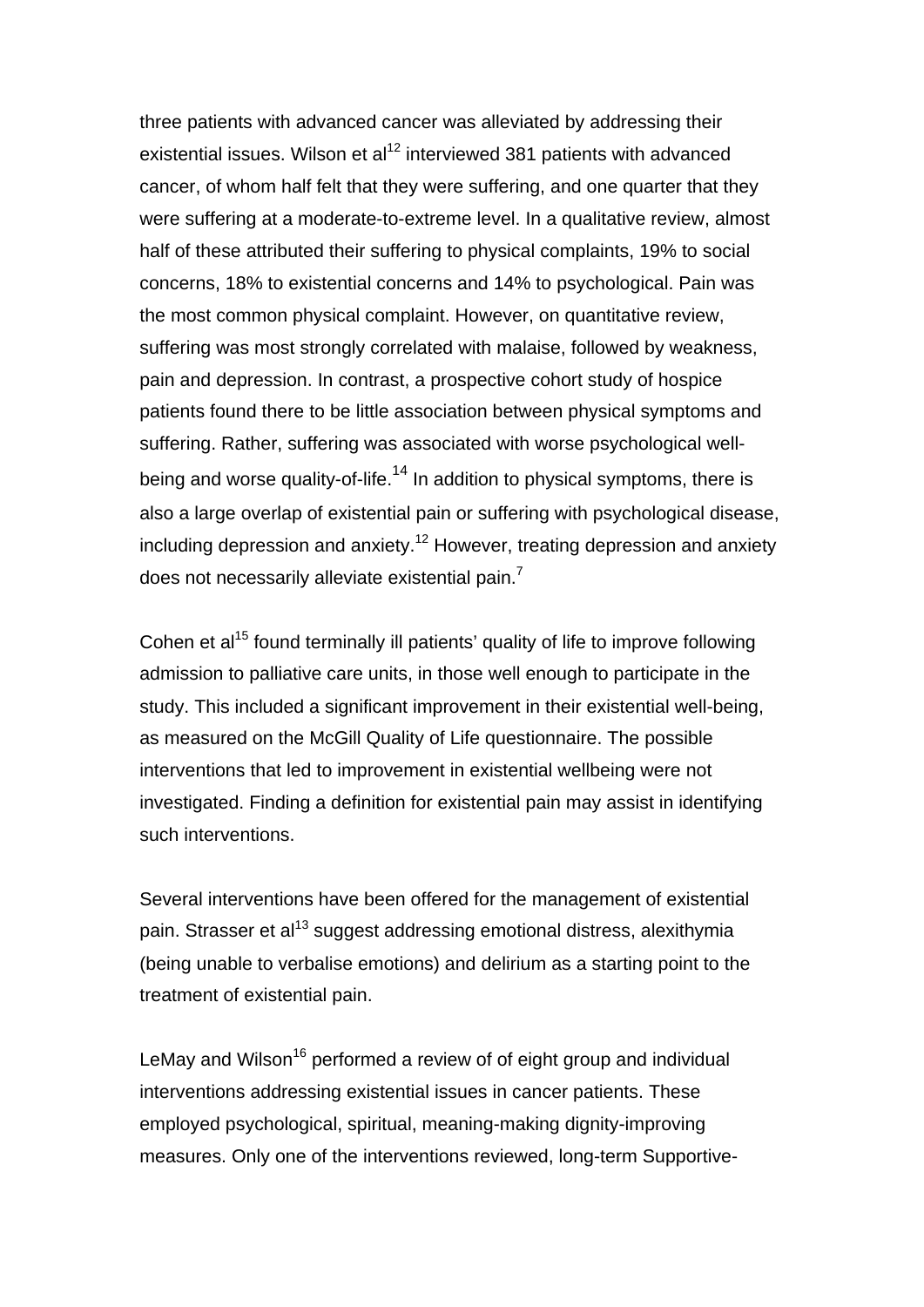three patients with advanced cancer was alleviated by addressing their existential issues. Wilson et al[12] interviewed 381 patients with advanced cancer, of whom half felt that they were suffering, and one quarter that they were suffering at a moderate-to-extreme level. In a qualitative review, almost half of these attributed their suffering to physical complaints, 19% to social concerns, 18% to existential concerns and 14% to psychological. Pain was the most common physical complaint. However, on quantitative review, suffering was most strongly correlated with malaise, followed by weakness, pain and depression. In contrast, a prospective cohort study of hospice patients found there to be little association between physical symptoms and suffering. Rather, suffering was associated with worse psychological well-being and worse quality-of-life.[14] In addition to physical symptoms, there is also a large overlap of existential pain or suffering with psychological disease, including depression and anxiety.[12] However, treating depression and anxiety does not necessarily alleviate existential pain.[7]

Cohen et al[15] found terminally ill patients' quality of life to improve following admission to palliative care units, in those well enough to participate in the study. This included a significant improvement in their existential well-being, as measured on the McGill Quality of Life questionnaire. The possible interventions that led to improvement in existential wellbeing were not investigated. Finding a definition for existential pain may assist in identifying such interventions.

Several interventions have been offered for the management of existential pain. Strasser et al[13] suggest addressing emotional distress, alexithymia (being unable to verbalise emotions) and delirium as a starting point to the treatment of existential pain.

LeMay and Wilson[16] performed a review of of eight group and individual interventions addressing existential issues in cancer patients. These employed psychological, spiritual, meaning-making dignity-improving measures. Only one of the interventions reviewed, long-term Supportive-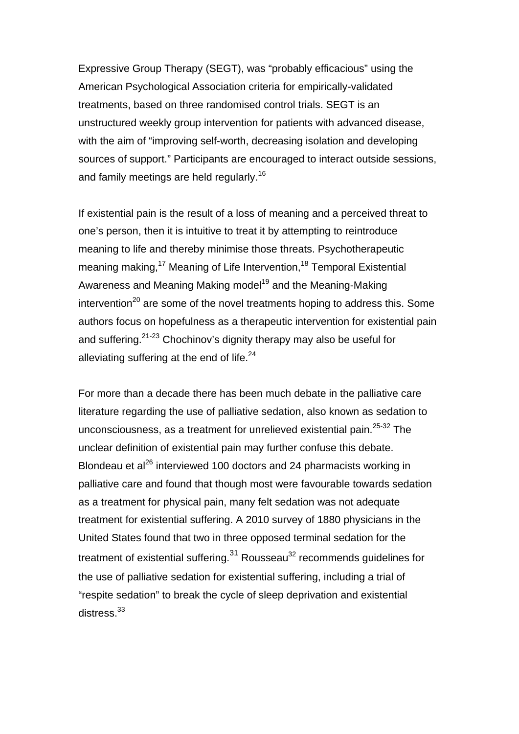Expressive Group Therapy (SEGT), was “probably efficacious” using the American Psychological Association criteria for empirically-validated treatments, based on three randomised control trials. SEGT is an unstructured weekly group intervention for patients with advanced disease, with the aim of “improving self-worth, decreasing isolation and developing sources of support.” Participants are encouraged to interact outside sessions, and family meetings are held regularly.[16]

If existential pain is the result of a loss of meaning and a perceived threat to one’s person, then it is intuitive to treat it by attempting to reintroduce meaning to life and thereby minimise those threats. Psychotherapeutic meaning making,[17] Meaning of Life Intervention,[18] Temporal Existential Awareness and Meaning Making model[19] and the Meaning-Making intervention[20] are some of the novel treatments hoping to address this. Some authors focus on hopefulness as a therapeutic intervention for existential pain and suffering.[21-23] Chochinov’s dignity therapy may also be useful for alleviating suffering at the end of life.[24]

For more than a decade there has been much debate in the palliative care literature regarding the use of palliative sedation, also known as sedation to unconsciousness, as a treatment for unrelieved existential pain.[25-32] The unclear definition of existential pain may further confuse this debate. Blondeau et al[26] interviewed 100 doctors and 24 pharmacists working in palliative care and found that though most were favourable towards sedation as a treatment for physical pain, many felt sedation was not adequate treatment for existential suffering. A 2010 survey of 1880 physicians in the United States found that two in three opposed terminal sedation for the treatment of existential suffering.[31] Rousseau[32] recommends guidelines for the use of palliative sedation for existential suffering, including a trial of “respite sedation” to break the cycle of sleep deprivation and existential distress.[33]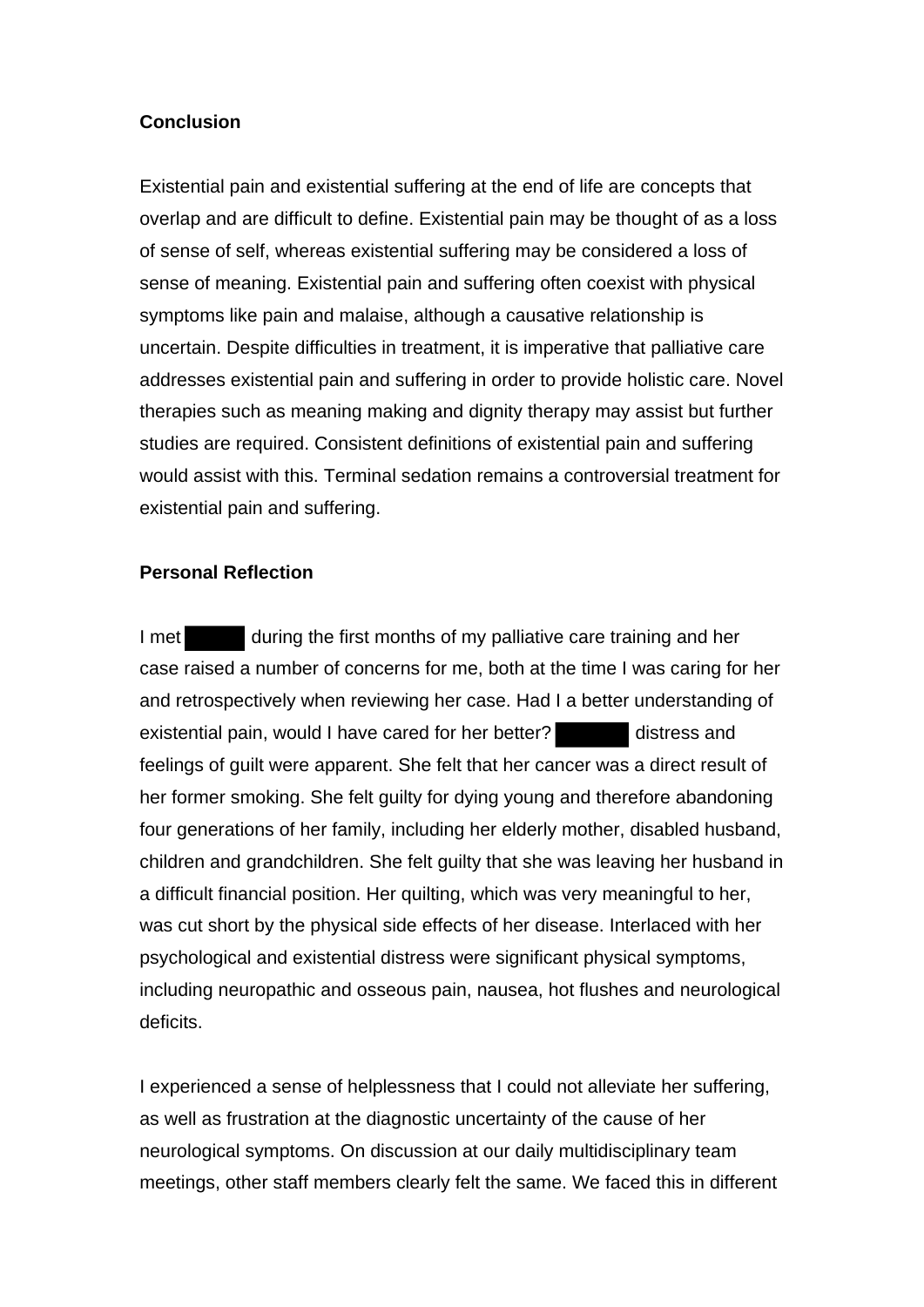**Conclusion**

Existential pain and existential suffering at the end of life are concepts that overlap and are difficult to define. Existential pain may be thought of as a loss of sense of self, whereas existential suffering may be considered a loss of sense of meaning. Existential pain and suffering often coexist with physical symptoms like pain and malaise, although a causative relationship is uncertain. Despite difficulties in treatment, it is imperative that palliative care addresses existential pain and suffering in order to provide holistic care. Novel therapies such as meaning making and dignity therapy may assist but further studies are required. Consistent definitions of existential pain and suffering would assist with this. Terminal sedation remains a controversial treatment for existential pain and suffering.

**Personal Reflection**

I met ██████ during the first months of my palliative care training and her case raised a number of concerns for me, both at the time I was caring for her and retrospectively when reviewing her case. Had I a better understanding of existential pain, would I have cared for her better? ██████ distress and feelings of guilt were apparent. She felt that her cancer was a direct result of her former smoking. She felt guilty for dying young and therefore abandoning four generations of her family, including her elderly mother, disabled husband, children and grandchildren. She felt guilty that she was leaving her husband in a difficult financial position. Her quilting, which was very meaningful to her, was cut short by the physical side effects of her disease. Interlaced with her psychological and existential distress were significant physical symptoms, including neuropathic and osseous pain, nausea, hot flushes and neurological deficits.

I experienced a sense of helplessness that I could not alleviate her suffering, as well as frustration at the diagnostic uncertainty of the cause of her neurological symptoms. On discussion at our daily multidisciplinary team meetings, other staff members clearly felt the same. We faced this in different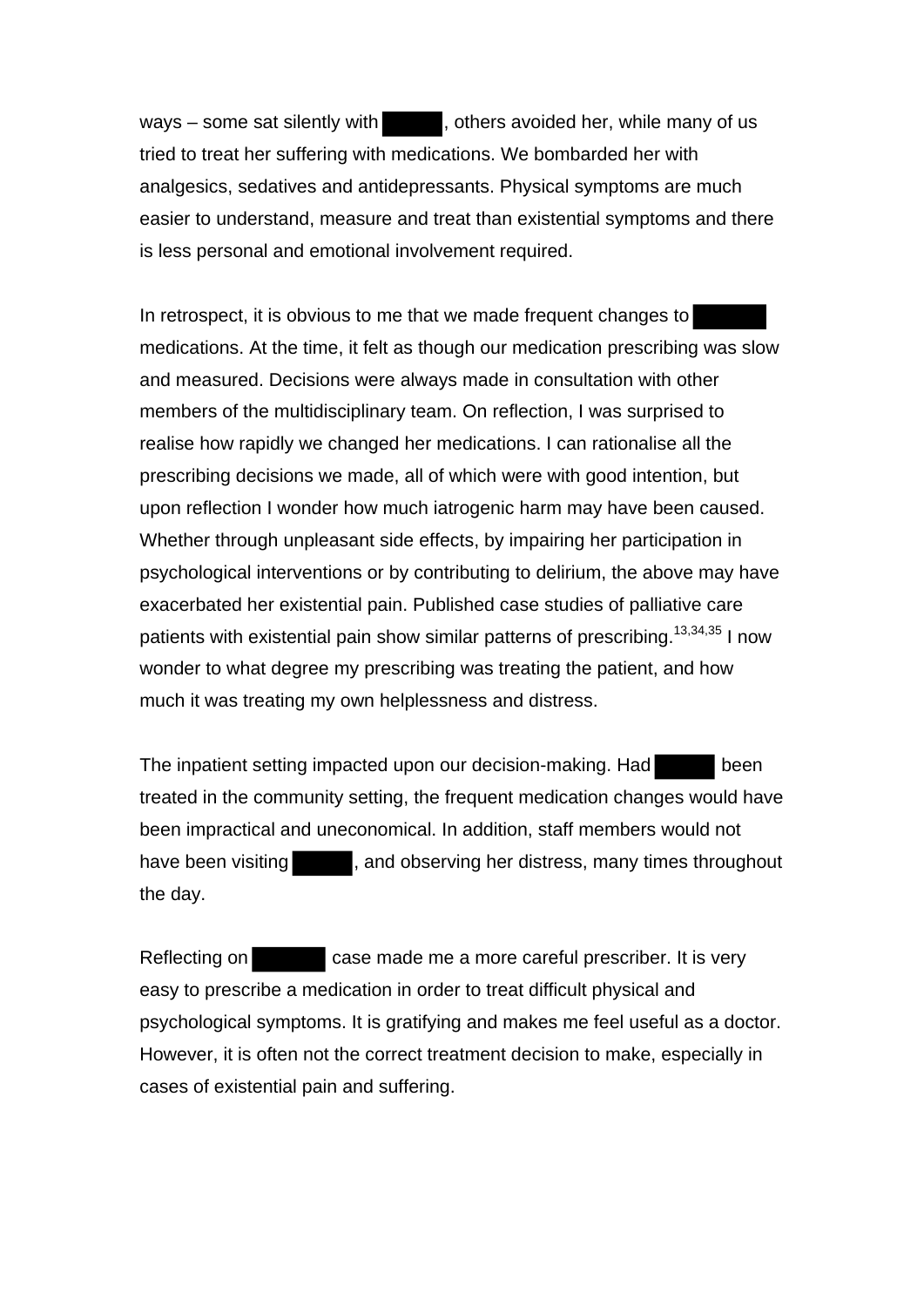ways – some sat silently with ███, others avoided her, while many of us tried to treat her suffering with medications. We bombarded her with analgesics, sedatives and antidepressants. Physical symptoms are much easier to understand, measure and treat than existential symptoms and there is less personal and emotional involvement required.

In retrospect, it is obvious to me that we made frequent changes to ███ medications. At the time, it felt as though our medication prescribing was slow and measured. Decisions were always made in consultation with other members of the multidisciplinary team. On reflection, I was surprised to realise how rapidly we changed her medications. I can rationalise all the prescribing decisions we made, all of which were with good intention, but upon reflection I wonder how much iatrogenic harm may have been caused. Whether through unpleasant side effects, by impairing her participation in psychological interventions or by contributing to delirium, the above may have exacerbated her existential pain. Published case studies of palliative care patients with existential pain show similar patterns of prescribing.[13,34,35] I now wonder to what degree my prescribing was treating the patient, and how much it was treating my own helplessness and distress.

The inpatient setting impacted upon our decision-making. Had ███ been treated in the community setting, the frequent medication changes would have been impractical and uneconomical. In addition, staff members would not have been visiting ███, and observing her distress, many times throughout the day.

Reflecting on ███ case made me a more careful prescriber. It is very easy to prescribe a medication in order to treat difficult physical and psychological symptoms. It is gratifying and makes me feel useful as a doctor. However, it is often not the correct treatment decision to make, especially in cases of existential pain and suffering.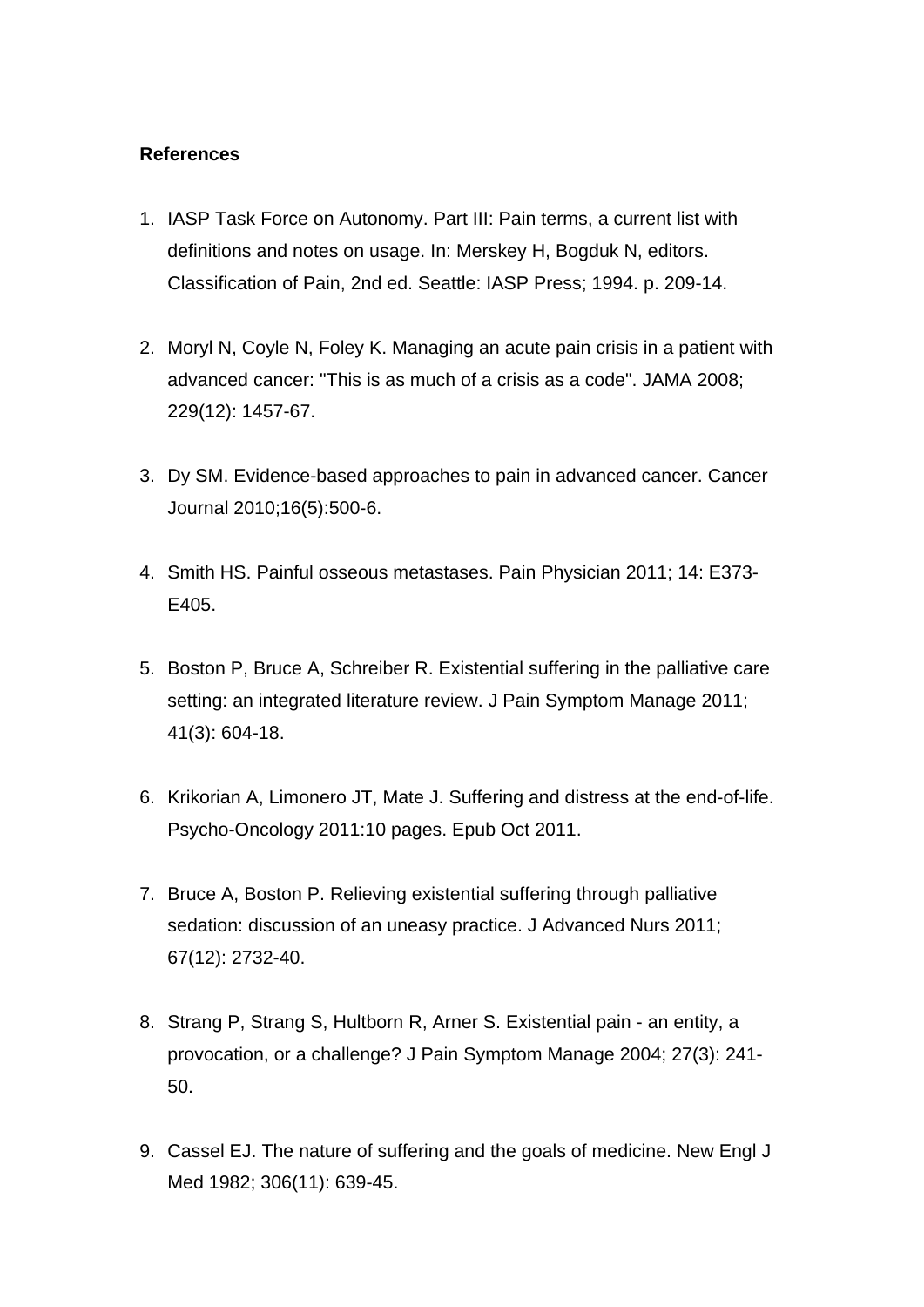**References**

1. IASP Task Force on Autonomy. Part III: Pain terms, a current list with definitions and notes on usage. In: Merskey H, Bogduk N, editors. Classification of Pain, 2nd ed. Seattle: IASP Press; 1994. p. 209-14.

2. Moryl N, Coyle N, Foley K. Managing an acute pain crisis in a patient with advanced cancer: "This is as much of a crisis as a code". JAMA 2008; 229(12): 1457-67.

3. Dy SM. Evidence-based approaches to pain in advanced cancer. Cancer Journal 2010;16(5):500-6.

4. Smith HS. Painful osseous metastases. Pain Physician 2011; 14: E373-E405.

5. Boston P, Bruce A, Schreiber R. Existential suffering in the palliative care setting: an integrated literature review. J Pain Symptom Manage 2011; 41(3): 604-18.

6. Krikorian A, Limonero JT, Mate J. Suffering and distress at the end-of-life. Psycho-Oncology 2011:10 pages. Epub Oct 2011.

7. Bruce A, Boston P. Relieving existential suffering through palliative sedation: discussion of an uneasy practice. J Advanced Nurs 2011; 67(12): 2732-40.

8. Strang P, Strang S, Hultborn R, Arner S. Existential pain - an entity, a provocation, or a challenge? J Pain Symptom Manage 2004; 27(3): 241-50.

9. Cassel EJ. The nature of suffering and the goals of medicine. New Engl J Med 1982; 306(11): 639-45.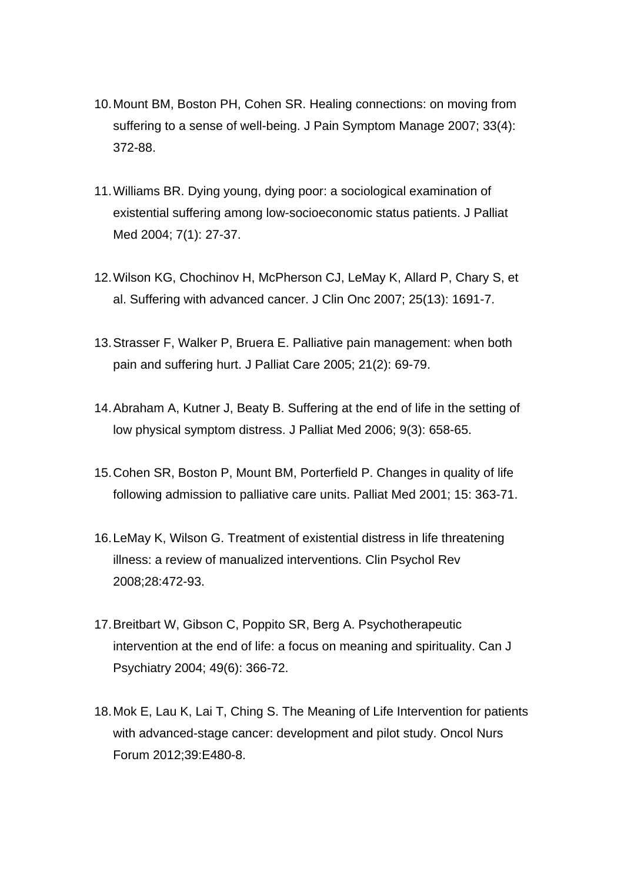10. Mount BM, Boston PH, Cohen SR. Healing connections: on moving from suffering to a sense of well-being. J Pain Symptom Manage 2007; 33(4): 372-88.

11. Williams BR. Dying young, dying poor: a sociological examination of existential suffering among low-socioeconomic status patients. J Palliat Med 2004; 7(1): 27-37.

12. Wilson KG, Chochinov H, McPherson CJ, LeMay K, Allard P, Chary S, et al. Suffering with advanced cancer. J Clin Onc 2007; 25(13): 1691-7.

13. Strasser F, Walker P, Bruera E. Palliative pain management: when both pain and suffering hurt. J Palliat Care 2005; 21(2): 69-79.

14. Abraham A, Kutner J, Beaty B. Suffering at the end of life in the setting of low physical symptom distress. J Palliat Med 2006; 9(3): 658-65.

15. Cohen SR, Boston P, Mount BM, Porterfield P. Changes in quality of life following admission to palliative care units. Palliat Med 2001; 15: 363-71.

16. LeMay K, Wilson G. Treatment of existential distress in life threatening illness: a review of manualized interventions. Clin Psychol Rev 2008;28:472-93.

17. Breitbart W, Gibson C, Poppito SR, Berg A. Psychotherapeutic intervention at the end of life: a focus on meaning and spirituality. Can J Psychiatry 2004; 49(6): 366-72.

18. Mok E, Lau K, Lai T, Ching S. The Meaning of Life Intervention for patients with advanced-stage cancer: development and pilot study. Oncol Nurs Forum 2012;39:E480-8.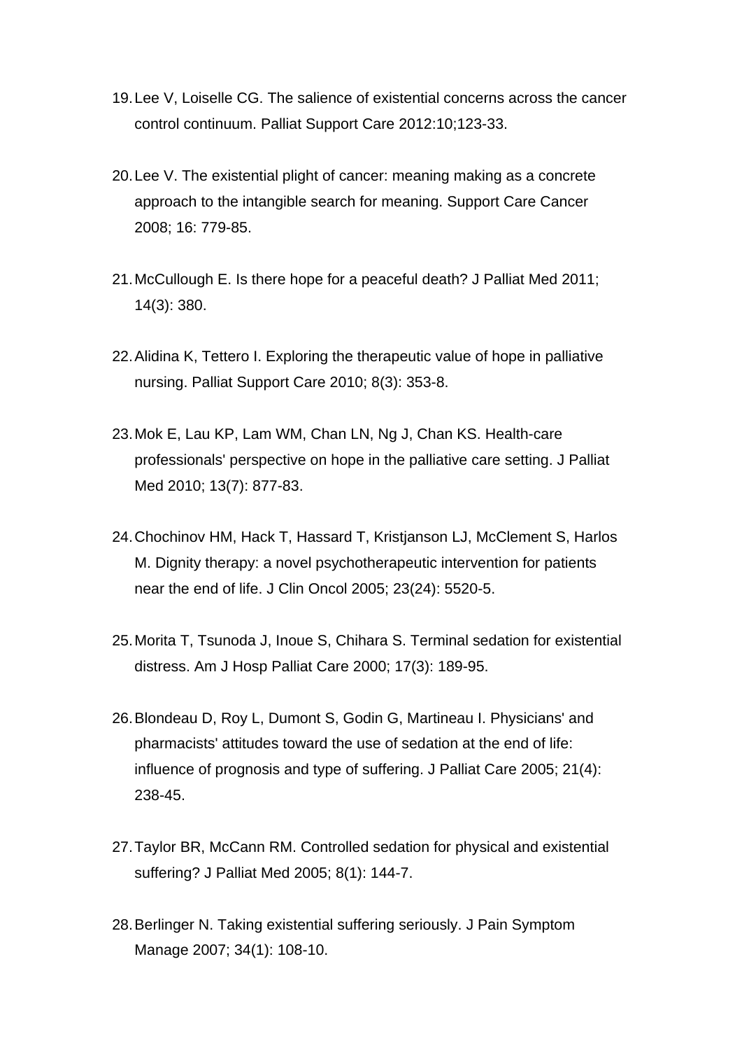19. Lee V, Loiselle CG. The salience of existential concerns across the cancer control continuum. Palliat Support Care 2012:10;123-33.

20. Lee V. The existential plight of cancer: meaning making as a concrete approach to the intangible search for meaning. Support Care Cancer 2008; 16: 779-85.

21. McCullough E. Is there hope for a peaceful death? J Palliat Med 2011; 14(3): 380.

22. Alidina K, Tettero I. Exploring the therapeutic value of hope in palliative nursing. Palliat Support Care 2010; 8(3): 353-8.

23. Mok E, Lau KP, Lam WM, Chan LN, Ng J, Chan KS. Health-care professionals' perspective on hope in the palliative care setting. J Palliat Med 2010; 13(7): 877-83.

24. Chochinov HM, Hack T, Hassard T, Kristjanson LJ, McClement S, Harlos M. Dignity therapy: a novel psychotherapeutic intervention for patients near the end of life. J Clin Oncol 2005; 23(24): 5520-5.

25. Morita T, Tsunoda J, Inoue S, Chihara S. Terminal sedation for existential distress. Am J Hosp Palliat Care 2000; 17(3): 189-95.

26. Blondeau D, Roy L, Dumont S, Godin G, Martineau I. Physicians' and pharmacists' attitudes toward the use of sedation at the end of life: influence of prognosis and type of suffering. J Palliat Care 2005; 21(4): 238-45.

27. Taylor BR, McCann RM. Controlled sedation for physical and existential suffering? J Palliat Med 2005; 8(1): 144-7.

28. Berlinger N. Taking existential suffering seriously. J Pain Symptom Manage 2007; 34(1): 108-10.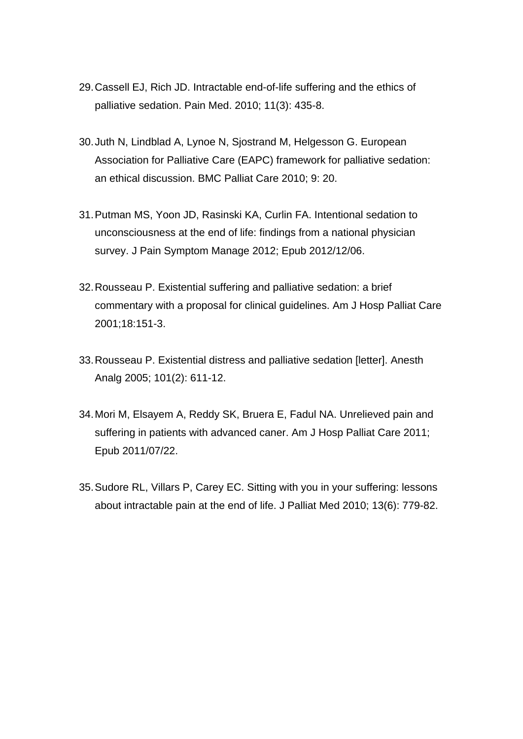29. Cassell EJ, Rich JD. Intractable end-of-life suffering and the ethics of palliative sedation. Pain Med. 2010; 11(3): 435-8.

30. Juth N, Lindblad A, Lynoe N, Sjostrand M, Helgesson G. European Association for Palliative Care (EAPC) framework for palliative sedation: an ethical discussion. BMC Palliat Care 2010; 9: 20.

31. Putman MS, Yoon JD, Rasinski KA, Curlin FA. Intentional sedation to unconsciousness at the end of life: findings from a national physician survey. J Pain Symptom Manage 2012; Epub 2012/12/06.

32. Rousseau P. Existential suffering and palliative sedation: a brief commentary with a proposal for clinical guidelines. Am J Hosp Palliat Care 2001;18:151-3.

33. Rousseau P. Existential distress and palliative sedation [letter]. Anesth Analg 2005; 101(2): 611-12.

34. Mori M, Elsayem A, Reddy SK, Bruera E, Fadul NA. Unrelieved pain and suffering in patients with advanced caner. Am J Hosp Palliat Care 2011; Epub 2011/07/22.

35. Sudore RL, Villars P, Carey EC. Sitting with you in your suffering: lessons about intractable pain at the end of life. J Palliat Med 2010; 13(6): 779-82.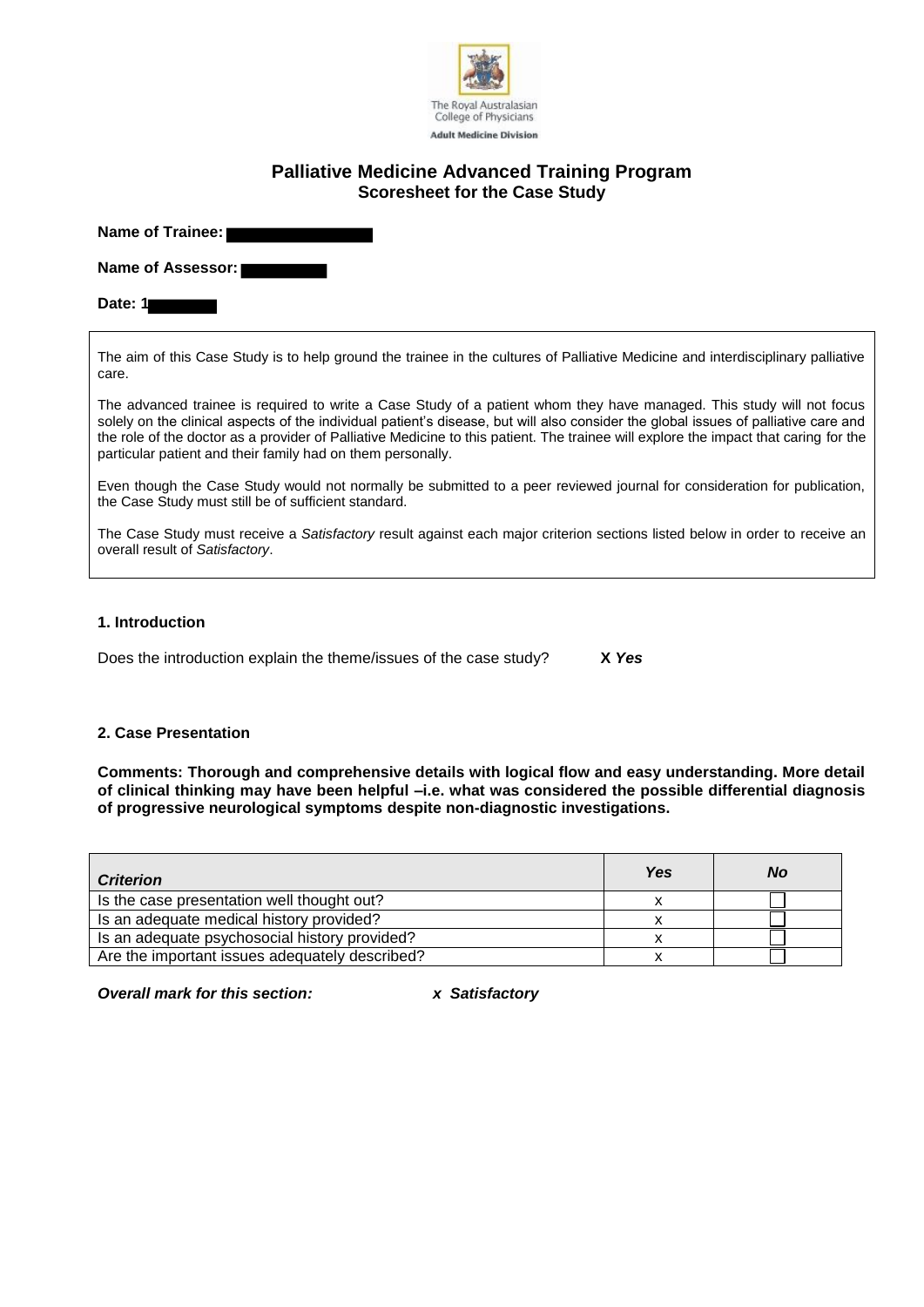The Royal Australasian College of Physicians

Adult Medicine Division

## Palliative Medicine Advanced Training Program
### Scoresheet for the Case Study

**Name of Trainee:**

**Name of Assessor:**

**Date: 1**

The aim of this Case Study is to help ground the trainee in the cultures of Palliative Medicine and interdisciplinary palliative care.

The advanced trainee is required to write a Case Study of a patient whom they have managed. This study will not focus solely on the clinical aspects of the individual patient's disease, but will also consider the global issues of palliative care and the role of the doctor as a provider of Palliative Medicine to this patient. The trainee will explore the impact that caring for the particular patient and their family had on them personally.

Even though the Case Study would not normally be submitted to a peer reviewed journal for consideration for publication, the Case Study must still be of sufficient standard.

The Case Study must receive a *Satisfactory* result against each major criterion sections listed below in order to receive an overall result of *Satisfactory*.

**1. Introduction**

Does the introduction explain the theme/issues of the case study? **X *Yes***

**2. Case Presentation**

**Comments: Thorough and comprehensive details with logical flow and easy understanding. More detail of clinical thinking may have been helpful –i.e. what was considered the possible differential diagnosis of progressive neurological symptoms despite non-diagnostic investigations.**

| *Criterion* | *Yes* | *No* |
|---|---|---|
| Is the case presentation well thought out? | x | ☐ |
| Is an adequate medical history provided? | x | ☐ |
| Is an adequate psychosocial history provided? | x | ☐ |
| Are the important issues adequately described? | x | ☐ |

***Overall mark for this section:*** ***x Satisfactory***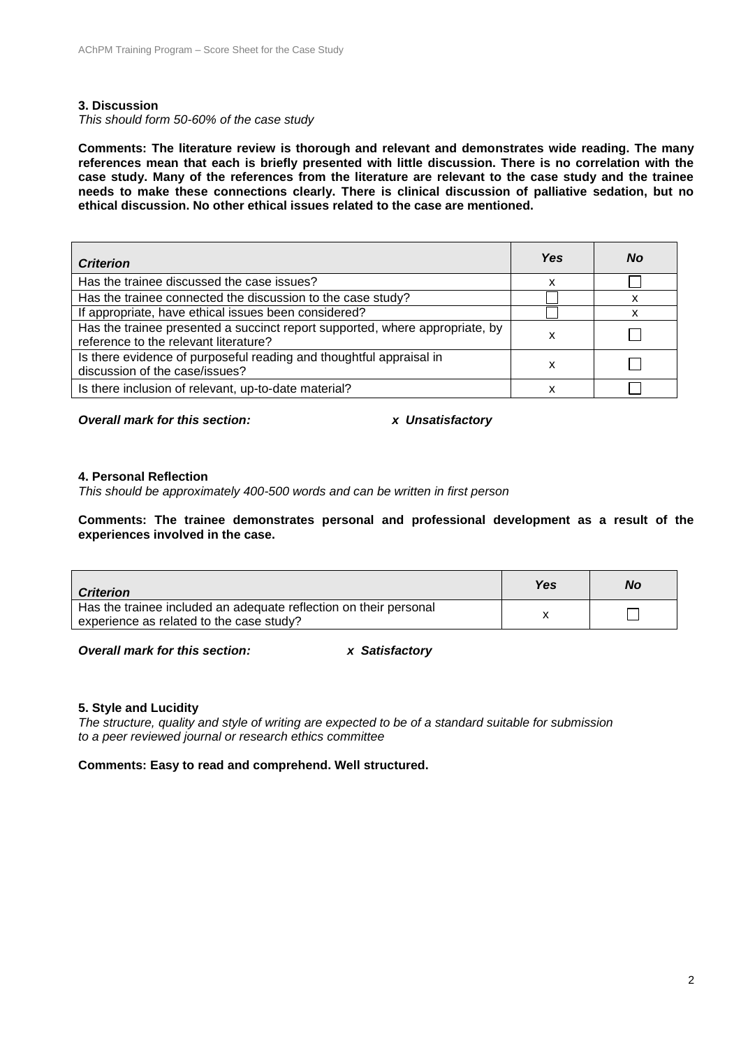**3. Discussion**

*This should form 50-60% of the case study*

**Comments: The literature review is thorough and relevant and demonstrates wide reading. The many references mean that each is briefly presented with little discussion. There is no correlation with the case study. Many of the references from the literature are relevant to the case study and the trainee needs to make these connections clearly. There is clinical discussion of palliative sedation, but no ethical discussion. No other ethical issues related to the case are mentioned.**

| *Criterion* | *Yes* | *No* |
|---|---|---|
| Has the trainee discussed the case issues? | x | ☐ |
| Has the trainee connected the discussion to the case study? | ☐ | x |
| If appropriate, have ethical issues been considered? | ☐ | x |
| Has the trainee presented a succinct report supported, where appropriate, by reference to the relevant literature? | x | ☐ |
| Is there evidence of purposeful reading and thoughtful appraisal in discussion of the case/issues? | x | ☐ |
| Is there inclusion of relevant, up-to-date material? | x | ☐ |

***Overall mark for this section:*** ***x Unsatisfactory***

**4. Personal Reflection**

*This should be approximately 400-500 words and can be written in first person*

**Comments: The trainee demonstrates personal and professional development as a result of the experiences involved in the case.**

| *Criterion* | *Yes* | *No* |
|---|---|---|
| Has the trainee included an adequate reflection on their personal experience as related to the case study? | x | ☐ |

***Overall mark for this section:*** ***x Satisfactory***

**5. Style and Lucidity**

*The structure, quality and style of writing are expected to be of a standard suitable for submission to a peer reviewed journal or research ethics committee*

**Comments: Easy to read and comprehend. Well structured.**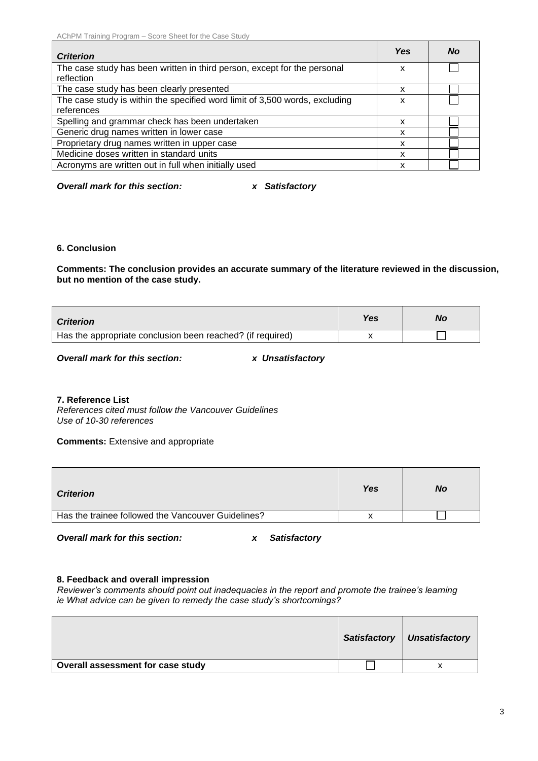| Criterion | Yes | No |
|---|---|---|
| The case study has been written in third person, except for the personal reflection | x | ☐ |
| The case study has been clearly presented | x | ☐ |
| The case study is within the specified word limit of 3,500 words, excluding references | x | ☐ |
| Spelling and grammar check has been undertaken | x | ☐ |
| Generic drug names written in lower case | x | ☐ |
| Proprietary drug names written in upper case | x | ☐ |
| Medicine doses written in standard units | x | ☐ |
| Acronyms are written out in full when initially used | x | ☐ |

***Overall mark for this section:*** ***x Satisfactory***

**6. Conclusion**

**Comments: The conclusion provides an accurate summary of the literature reviewed in the discussion, but no mention of the case study.**

| Criterion | Yes | No |
|---|---|---|
| Has the appropriate conclusion been reached? (if required) | x | ☐ |

***Overall mark for this section:*** ***x Unsatisfactory***

**7. Reference List**

*References cited must follow the Vancouver Guidelines*
*Use of 10-30 references*

**Comments:** Extensive and appropriate

| Criterion | Yes | No |
|---|---|---|
| Has the trainee followed the Vancouver Guidelines? | x | ☐ |

***Overall mark for this section:*** ***x Satisfactory***

**8. Feedback and overall impression**

*Reviewer's comments should point out inadequacies in the report and promote the trainee's learning ie What advice can be given to remedy the case study's shortcomings?*

| | Satisfactory | Unsatisfactory |
|---|---|---|
| **Overall assessment for case study** | ☐ | x |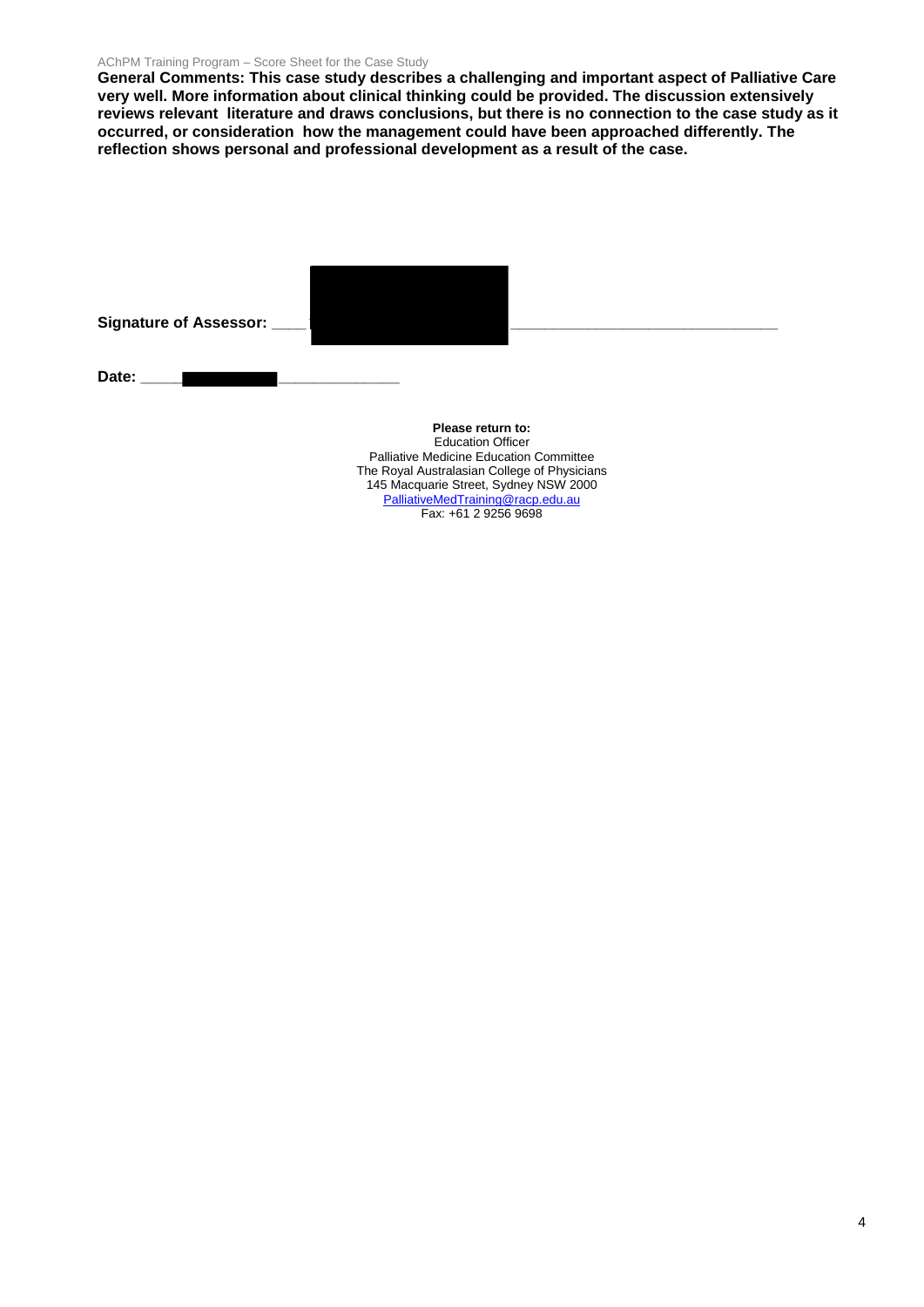**General Comments: This case study describes a challenging and important aspect of Palliative Care very well. More information about clinical thinking could be provided. The discussion extensively reviews relevant literature and draws conclusions, but there is no connection to the case study as it occurred, or consideration how the management could have been approached differently. The reflection shows personal and professional development as a result of the case.**

**Signature of Assessor:** ____________________________________________

**Date:** ______________________

**Please return to:**
Education Officer
Palliative Medicine Education Committee
The Royal Australasian College of Physicians
145 Macquarie Street, Sydney NSW 2000
PalliativeMedTraining@racp.edu.au
Fax: +61 2 9256 9698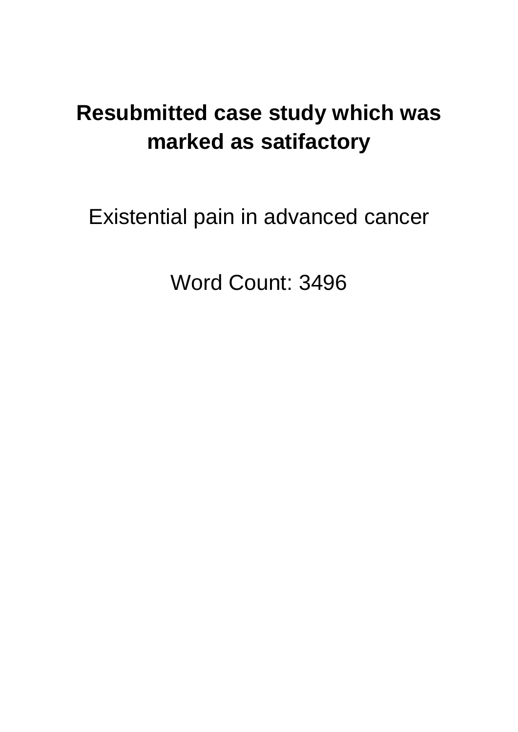# Resubmitted case study which was marked as satifactory

Existential pain in advanced cancer

Word Count: 3496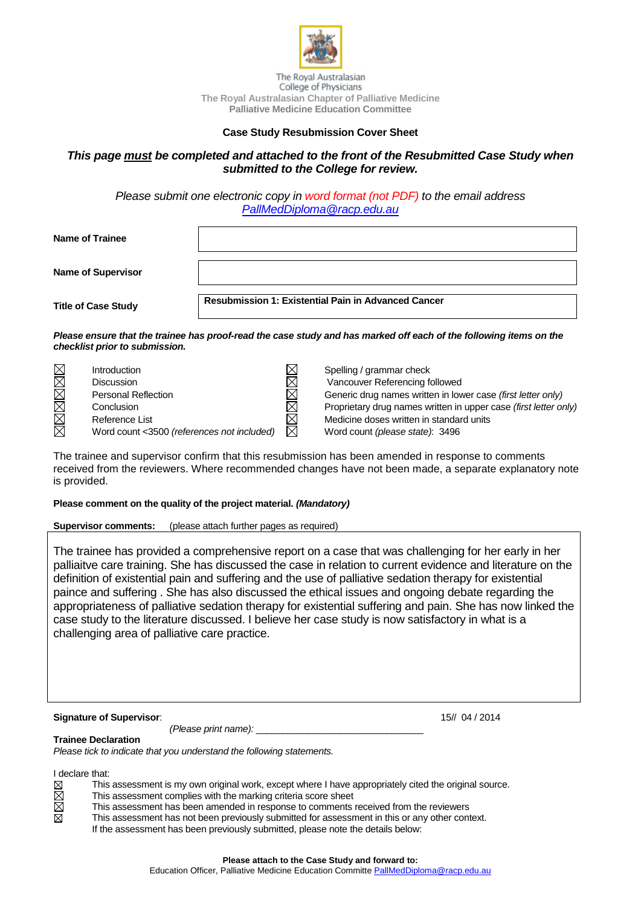The Royal Australasian College of Physicians
The Royal Australasian Chapter of Palliative Medicine
**Palliative Medicine Education Committee**

**Case Study Resubmission Cover Sheet**

***This page must be completed and attached to the front of the Resubmitted Case Study when submitted to the College for review.***

*Please submit one electronic copy in word format (not PDF) to the email address [PallMedDiploma@racp.edu.au](mailto:PallMedDiploma@racp.edu.au)*

| | |
|---|---|
| **Name of Trainee** | |
| **Name of Supervisor** | |
| **Title of Case Study** | **Resubmission 1: Existential Pain in Advanced Cancer** |

***Please ensure that the trainee has proof-read the case study and has marked off each of the following items on the checklist prior to submission.***

| | | | |
|---|---|---|---|
| ☒ | Introduction | ☒ | Spelling / grammar check |
| ☒ | Discussion | ☒ | Vancouver Referencing followed |
| ☒ | Personal Reflection | ☒ | Generic drug names written in lower case *(first letter only)* |
| ☒ | Conclusion | ☒ | Proprietary drug names written in upper case *(first letter only)* |
| ☒ | Reference List | ☒ | Medicine doses written in standard units |
| ☒ | Word count <3500 *(references not included)* | ☒ | Word count *(please state)*: 3496 |

The trainee and supervisor confirm that this resubmission has been amended in response to comments received from the reviewers. Where recommended changes have not been made, a separate explanatory note is provided.

**Please comment on the quality of the project material. *(Mandatory)***

**Supervisor comments:** (please attach further pages as required)

The trainee has provided a comprehensive report on a case that was challenging for her early in her palliaitve care training. She has discussed the case in relation to current evidence and literature on the definition of existential pain and suffering and the use of palliative sedation therapy for existential paince and suffering . She has also discussed the ethical issues and ongoing debate regarding the appropriateness of palliative sedation therapy for existential suffering and pain. She has now linked the case study to the literature discussed. I believe her case study is now satisfactory in what is a challenging area of palliative care practice.

**Signature of Supervisor**: 15// 04 / 2014

*(Please print name):* _______________________________

**Trainee Declaration**

*Please tick to indicate that you understand the following statements.*

I declare that:

- ☒ This assessment is my own original work, except where I have appropriately cited the original source.
- ☒ This assessment complies with the marking criteria score sheet
- ☒ This assessment has been amended in response to comments received from the reviewers
- ☒ This assessment has not been previously submitted for assessment in this or any other context.

If the assessment has been previously submitted, please note the details below:

**Please attach to the Case Study and forward to:**
Education Officer, Palliative Medicine Education Committe [PallMedDiploma@racp.edu.au](mailto:PallMedDiploma@racp.edu.au)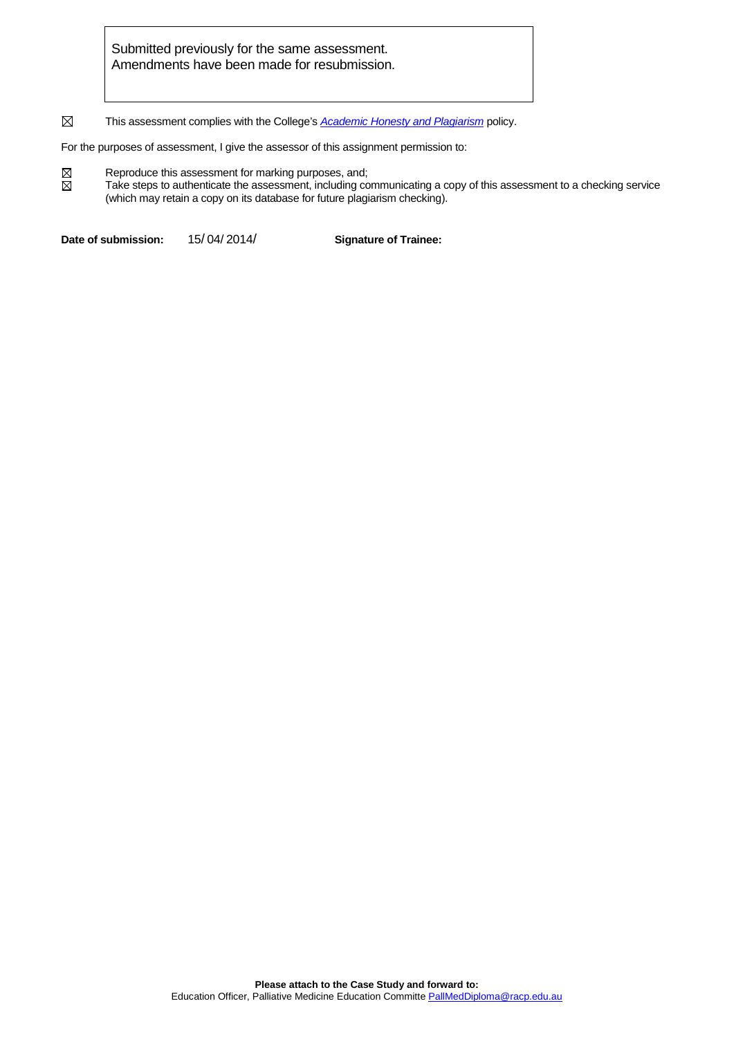Submitted previously for the same assessment.
Amendments have been made for resubmission.

☒ This assessment complies with the College's *Academic Honesty and Plagiarism* policy.

For the purposes of assessment, I give the assessor of this assignment permission to:

☒ Reproduce this assessment for marking purposes, and;
☒ Take steps to authenticate the assessment, including communicating a copy of this assessment to a checking service (which may retain a copy on its database for future plagiarism checking).

**Date of submission:** 15/ 04/ 2014/ **Signature of Trainee:**

**Please attach to the Case Study and forward to:**
Education Officer, Palliative Medicine Education Committe PallMedDiploma@racp.edu.au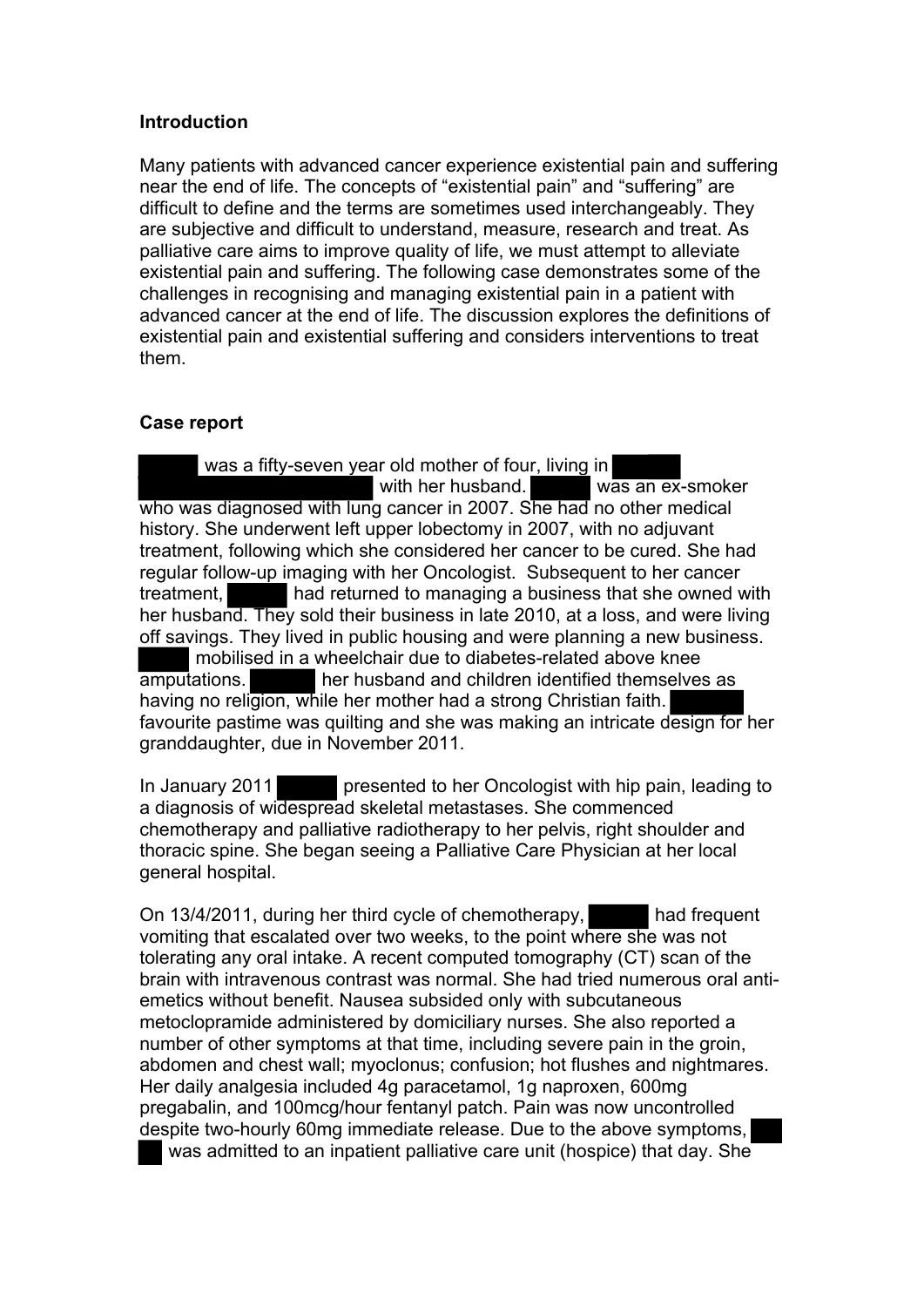**Introduction**

Many patients with advanced cancer experience existential pain and suffering near the end of life. The concepts of "existential pain" and "suffering" are difficult to define and the terms are sometimes used interchangeably. They are subjective and difficult to understand, measure, research and treat. As palliative care aims to improve quality of life, we must attempt to alleviate existential pain and suffering. The following case demonstrates some of the challenges in recognising and managing existential pain in a patient with advanced cancer at the end of life. The discussion explores the definitions of existential pain and existential suffering and considers interventions to treat them.

**Case report**

█████ was a fifty-seven year old mother of four, living in █████ █████████████████ with her husband. █████ was an ex-smoker who was diagnosed with lung cancer in 2007. She had no other medical history. She underwent left upper lobectomy in 2007, with no adjuvant treatment, following which she considered her cancer to be cured. She had regular follow-up imaging with her Oncologist. Subsequent to her cancer treatment, █████ had returned to managing a business that she owned with her husband. They sold their business in late 2010, at a loss, and were living off savings. They lived in public housing and were planning a new business. █████ mobilised in a wheelchair due to diabetes-related above knee amputations. █████ her husband and children identified themselves as having no religion, while her mother had a strong Christian faith. █████ favourite pastime was quilting and she was making an intricate design for her granddaughter, due in November 2011.

In January 2011 █████ presented to her Oncologist with hip pain, leading to a diagnosis of widespread skeletal metastases. She commenced chemotherapy and palliative radiotherapy to her pelvis, right shoulder and thoracic spine. She began seeing a Palliative Care Physician at her local general hospital.

On 13/4/2011, during her third cycle of chemotherapy, █████ had frequent vomiting that escalated over two weeks, to the point where she was not tolerating any oral intake. A recent computed tomography (CT) scan of the brain with intravenous contrast was normal. She had tried numerous oral anti-emetics without benefit. Nausea subsided only with subcutaneous metoclopramide administered by domiciliary nurses. She also reported a number of other symptoms at that time, including severe pain in the groin, abdomen and chest wall; myoclonus; confusion; hot flushes and nightmares. Her daily analgesia included 4g paracetamol, 1g naproxen, 600mg pregabalin, and 100mcg/hour fentanyl patch. Pain was now uncontrolled despite two-hourly 60mg immediate release. Due to the above symptoms, ███ was admitted to an inpatient palliative care unit (hospice) that day. She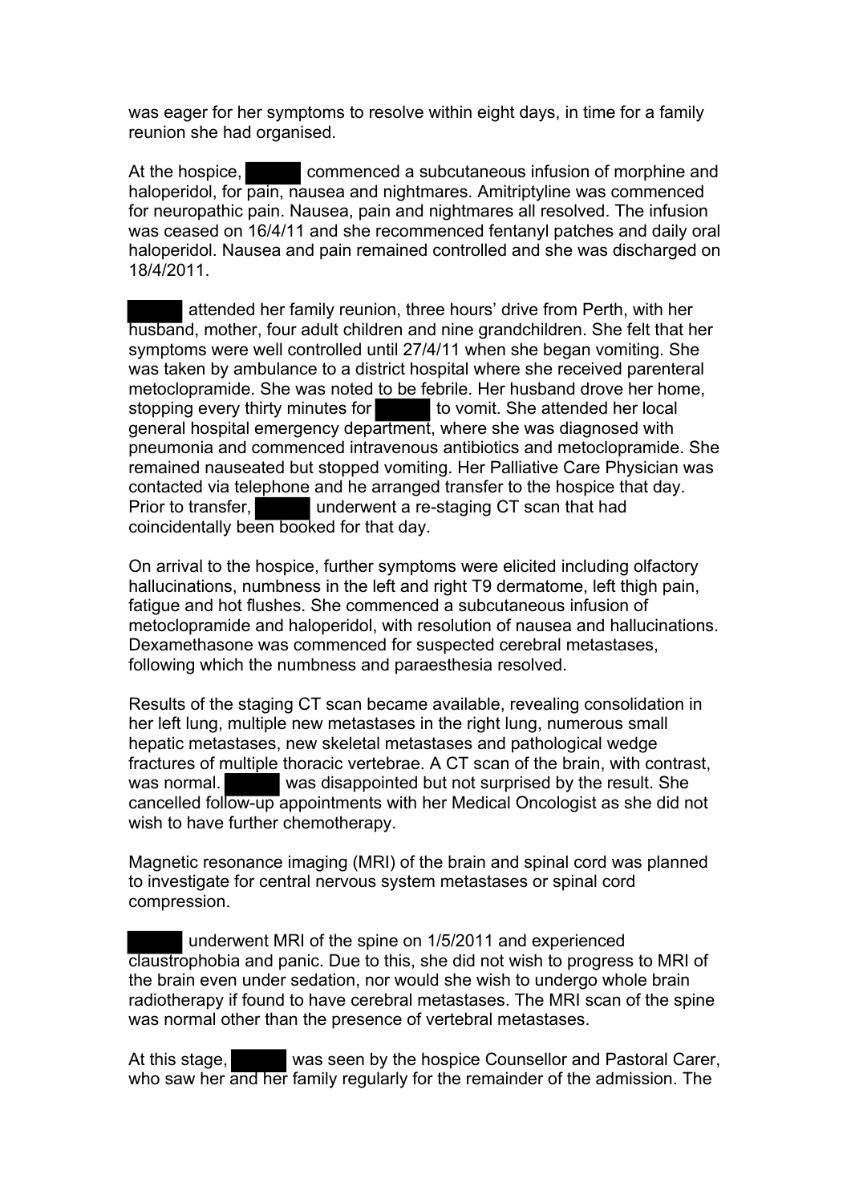was eager for her symptoms to resolve within eight days, in time for a family reunion she had organised.

At the hospice, ██████ commenced a subcutaneous infusion of morphine and haloperidol, for pain, nausea and nightmares. Amitriptyline was commenced for neuropathic pain. Nausea, pain and nightmares all resolved. The infusion was ceased on 16/4/11 and she recommenced fentanyl patches and daily oral haloperidol. Nausea and pain remained controlled and she was discharged on 18/4/2011.

██████ attended her family reunion, three hours' drive from Perth, with her husband, mother, four adult children and nine grandchildren. She felt that her symptoms were well controlled until 27/4/11 when she began vomiting. She was taken by ambulance to a district hospital where she received parenteral metoclopramide. She was noted to be febrile. Her husband drove her home, stopping every thirty minutes for ██████ to vomit. She attended her local general hospital emergency department, where she was diagnosed with pneumonia and commenced intravenous antibiotics and metoclopramide. She remained nauseated but stopped vomiting. Her Palliative Care Physician was contacted via telephone and he arranged transfer to the hospice that day. Prior to transfer, ██████ underwent a re-staging CT scan that had coincidentally been booked for that day.

On arrival to the hospice, further symptoms were elicited including olfactory hallucinations, numbness in the left and right T9 dermatome, left thigh pain, fatigue and hot flushes. She commenced a subcutaneous infusion of metoclopramide and haloperidol, with resolution of nausea and hallucinations. Dexamethasone was commenced for suspected cerebral metastases, following which the numbness and paraesthesia resolved.

Results of the staging CT scan became available, revealing consolidation in her left lung, multiple new metastases in the right lung, numerous small hepatic metastases, new skeletal metastases and pathological wedge fractures of multiple thoracic vertebrae. A CT scan of the brain, with contrast, was normal. ██████ was disappointed but not surprised by the result. She cancelled follow-up appointments with her Medical Oncologist as she did not wish to have further chemotherapy.

Magnetic resonance imaging (MRI) of the brain and spinal cord was planned to investigate for central nervous system metastases or spinal cord compression.

██████ underwent MRI of the spine on 1/5/2011 and experienced claustrophobia and panic. Due to this, she did not wish to progress to MRI of the brain even under sedation, nor would she wish to undergo whole brain radiotherapy if found to have cerebral metastases. The MRI scan of the spine was normal other than the presence of vertebral metastases.

At this stage, ██████ was seen by the hospice Counsellor and Pastoral Carer, who saw her and her family regularly for the remainder of the admission. The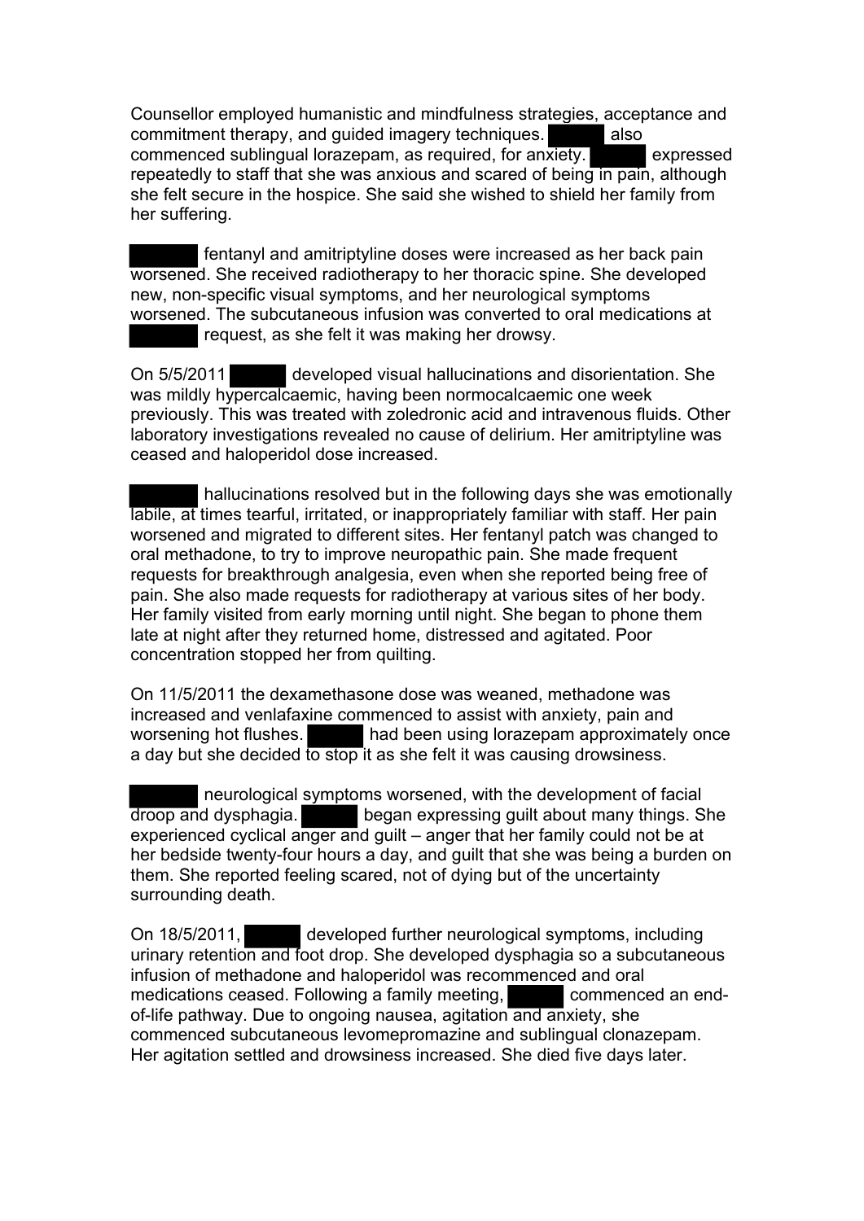Counsellor employed humanistic and mindfulness strategies, acceptance and commitment therapy, and guided imagery techniques. ██████ also commenced sublingual lorazepam, as required, for anxiety. ██████ expressed repeatedly to staff that she was anxious and scared of being in pain, although she felt secure in the hospice. She said she wished to shield her family from her suffering.

██████ fentanyl and amitriptyline doses were increased as her back pain worsened. She received radiotherapy to her thoracic spine. She developed new, non-specific visual symptoms, and her neurological symptoms worsened. The subcutaneous infusion was converted to oral medications at ██████ request, as she felt it was making her drowsy.

On 5/5/2011 ██████ developed visual hallucinations and disorientation. She was mildly hypercalcaemic, having been normocalcaemic one week previously. This was treated with zoledronic acid and intravenous fluids. Other laboratory investigations revealed no cause of delirium. Her amitriptyline was ceased and haloperidol dose increased.

██████ hallucinations resolved but in the following days she was emotionally labile, at times tearful, irritated, or inappropriately familiar with staff. Her pain worsened and migrated to different sites. Her fentanyl patch was changed to oral methadone, to try to improve neuropathic pain. She made frequent requests for breakthrough analgesia, even when she reported being free of pain. She also made requests for radiotherapy at various sites of her body. Her family visited from early morning until night. She began to phone them late at night after they returned home, distressed and agitated. Poor concentration stopped her from quilting.

On 11/5/2011 the dexamethasone dose was weaned, methadone was increased and venlafaxine commenced to assist with anxiety, pain and worsening hot flushes. ██████ had been using lorazepam approximately once a day but she decided to stop it as she felt it was causing drowsiness.

██████ neurological symptoms worsened, with the development of facial droop and dysphagia. ██████ began expressing guilt about many things. She experienced cyclical anger and guilt – anger that her family could not be at her bedside twenty-four hours a day, and guilt that she was being a burden on them. She reported feeling scared, not of dying but of the uncertainty surrounding death.

On 18/5/2011, ██████ developed further neurological symptoms, including urinary retention and foot drop. She developed dysphagia so a subcutaneous infusion of methadone and haloperidol was recommenced and oral medications ceased. Following a family meeting, ██████ commenced an end-of-life pathway. Due to ongoing nausea, agitation and anxiety, she commenced subcutaneous levomepromazine and sublingual clonazepam. Her agitation settled and drowsiness increased. She died five days later.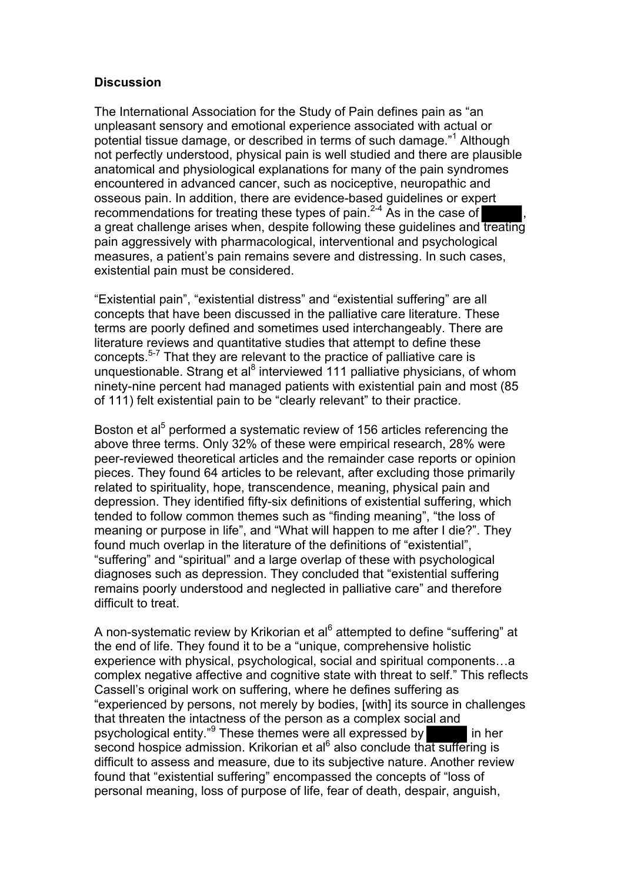## Discussion

The International Association for the Study of Pain defines pain as "an unpleasant sensory and emotional experience associated with actual or potential tissue damage, or described in terms of such damage."[1] Although not perfectly understood, physical pain is well studied and there are plausible anatomical and physiological explanations for many of the pain syndromes encountered in advanced cancer, such as nociceptive, neuropathic and osseous pain. In addition, there are evidence-based guidelines or expert recommendations for treating these types of pain.[2-4] As in the case of ██████, a great challenge arises when, despite following these guidelines and treating pain aggressively with pharmacological, interventional and psychological measures, a patient's pain remains severe and distressing. In such cases, existential pain must be considered.

"Existential pain", "existential distress" and "existential suffering" are all concepts that have been discussed in the palliative care literature. These terms are poorly defined and sometimes used interchangeably. There are literature reviews and quantitative studies that attempt to define these concepts.[5-7] That they are relevant to the practice of palliative care is unquestionable. Strang et al[8] interviewed 111 palliative physicians, of whom ninety-nine percent had managed patients with existential pain and most (85 of 111) felt existential pain to be "clearly relevant" to their practice.

Boston et al[5] performed a systematic review of 156 articles referencing the above three terms. Only 32% of these were empirical research, 28% were peer-reviewed theoretical articles and the remainder case reports or opinion pieces. They found 64 articles to be relevant, after excluding those primarily related to spirituality, hope, transcendence, meaning, physical pain and depression. They identified fifty-six definitions of existential suffering, which tended to follow common themes such as "finding meaning", "the loss of meaning or purpose in life", and "What will happen to me after I die?". They found much overlap in the literature of the definitions of "existential", "suffering" and "spiritual" and a large overlap of these with psychological diagnoses such as depression. They concluded that "existential suffering remains poorly understood and neglected in palliative care" and therefore difficult to treat.

A non-systematic review by Krikorian et al[6] attempted to define "suffering" at the end of life. They found it to be a "unique, comprehensive holistic experience with physical, psychological, social and spiritual components…a complex negative affective and cognitive state with threat to self." This reflects Cassell's original work on suffering, where he defines suffering as "experienced by persons, not merely by bodies, [with] its source in challenges that threaten the intactness of the person as a complex social and psychological entity."[9] These themes were all expressed by ██████ in her second hospice admission. Krikorian et al[6] also conclude that suffering is difficult to assess and measure, due to its subjective nature. Another review found that "existential suffering" encompassed the concepts of "loss of personal meaning, loss of purpose of life, fear of death, despair, anguish,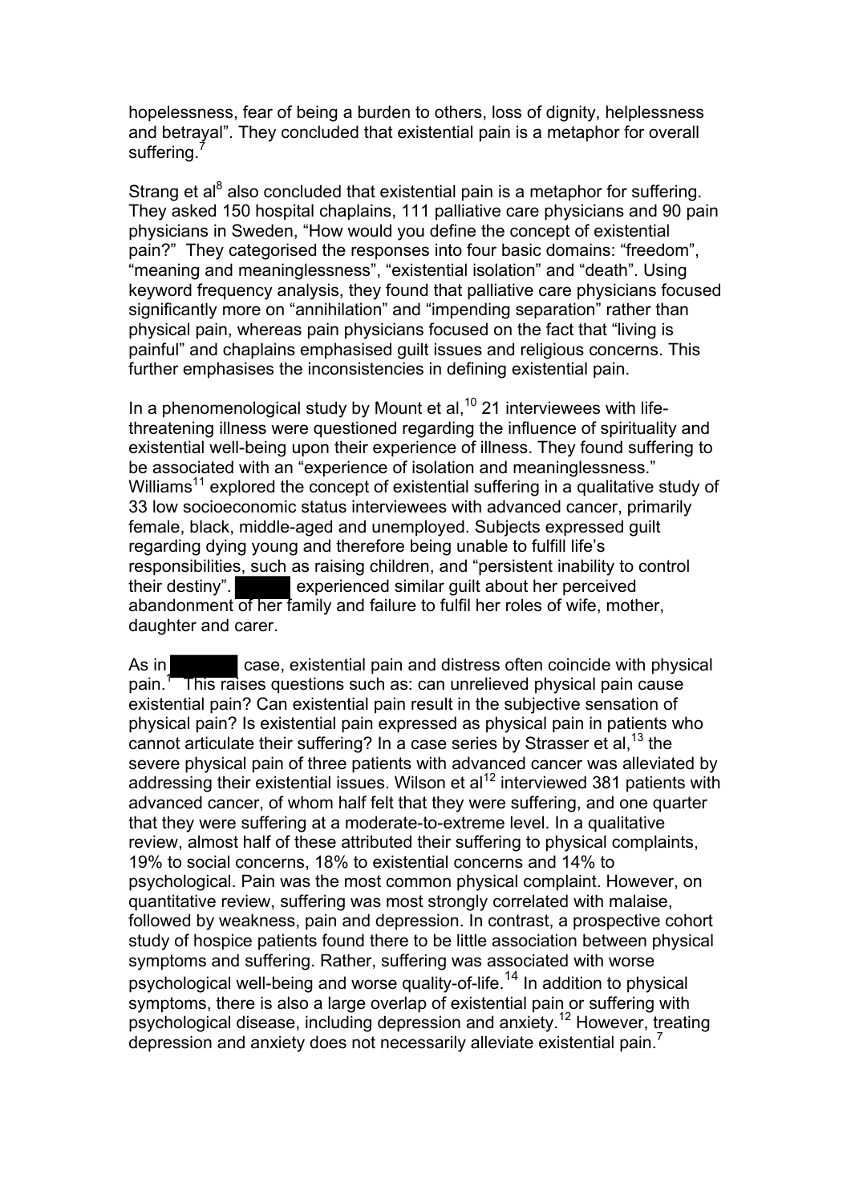hopelessness, fear of being a burden to others, loss of dignity, helplessness and betrayal". They concluded that existential pain is a metaphor for overall suffering.[7]

Strang et al[8] also concluded that existential pain is a metaphor for suffering. They asked 150 hospital chaplains, 111 palliative care physicians and 90 pain physicians in Sweden, "How would you define the concept of existential pain?" They categorised the responses into four basic domains: "freedom", "meaning and meaninglessness", "existential isolation" and "death". Using keyword frequency analysis, they found that palliative care physicians focused significantly more on "annihilation" and "impending separation" rather than physical pain, whereas pain physicians focused on the fact that "living is painful" and chaplains emphasised guilt issues and religious concerns. This further emphasises the inconsistencies in defining existential pain.

In a phenomenological study by Mount et al,[10] 21 interviewees with life-threatening illness were questioned regarding the influence of spirituality and existential well-being upon their experience of illness. They found suffering to be associated with an "experience of isolation and meaninglessness." Williams[11] explored the concept of existential suffering in a qualitative study of 33 low socioeconomic status interviewees with advanced cancer, primarily female, black, middle-aged and unemployed. Subjects expressed guilt regarding dying young and therefore being unable to fulfill life's responsibilities, such as raising children, and "persistent inability to control their destiny". ██████ experienced similar guilt about her perceived abandonment of her family and failure to fulfil her roles of wife, mother, daughter and carer.

As in ████████ case, existential pain and distress often coincide with physical pain.[7] This raises questions such as: can unrelieved physical pain cause existential pain? Can existential pain result in the subjective sensation of physical pain? Is existential pain expressed as physical pain in patients who cannot articulate their suffering? In a case series by Strasser et al,[13] the severe physical pain of three patients with advanced cancer was alleviated by addressing their existential issues. Wilson et al[12] interviewed 381 patients with advanced cancer, of whom half felt that they were suffering, and one quarter that they were suffering at a moderate-to-extreme level. In a qualitative review, almost half of these attributed their suffering to physical complaints, 19% to social concerns, 18% to existential concerns and 14% to psychological. Pain was the most common physical complaint. However, on quantitative review, suffering was most strongly correlated with malaise, followed by weakness, pain and depression. In contrast, a prospective cohort study of hospice patients found there to be little association between physical symptoms and suffering. Rather, suffering was associated with worse psychological well-being and worse quality-of-life.[14] In addition to physical symptoms, there is also a large overlap of existential pain or suffering with psychological disease, including depression and anxiety.[12] However, treating depression and anxiety does not necessarily alleviate existential pain.[7]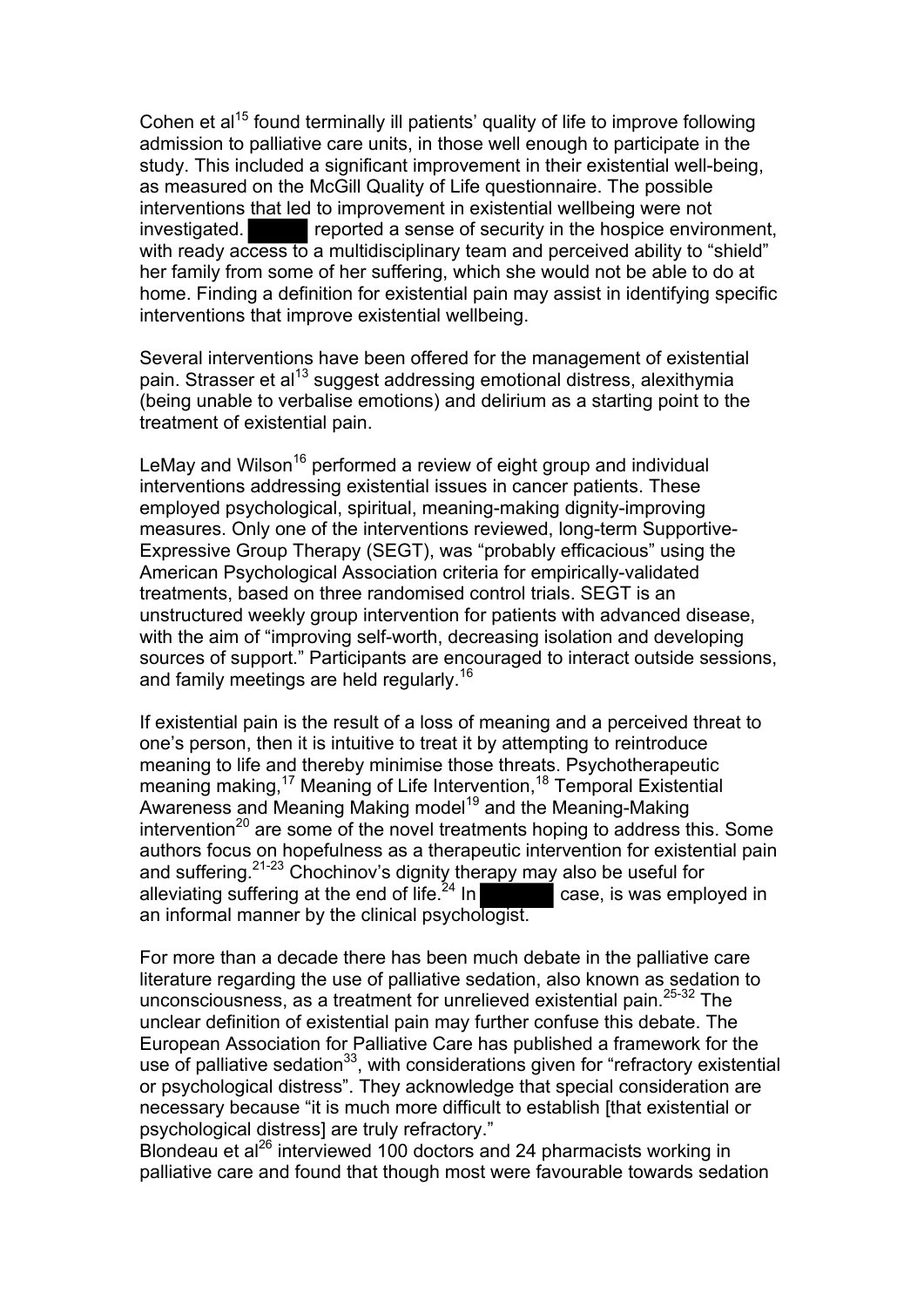Cohen et al[15] found terminally ill patients' quality of life to improve following admission to palliative care units, in those well enough to participate in the study. This included a significant improvement in their existential well-being, as measured on the McGill Quality of Life questionnaire. The possible interventions that led to improvement in existential wellbeing were not investigated. ██████ reported a sense of security in the hospice environment, with ready access to a multidisciplinary team and perceived ability to "shield" her family from some of her suffering, which she would not be able to do at home. Finding a definition for existential pain may assist in identifying specific interventions that improve existential wellbeing.

Several interventions have been offered for the management of existential pain. Strasser et al[13] suggest addressing emotional distress, alexithymia (being unable to verbalise emotions) and delirium as a starting point to the treatment of existential pain.

LeMay and Wilson[16] performed a review of eight group and individual interventions addressing existential issues in cancer patients. These employed psychological, spiritual, meaning-making dignity-improving measures. Only one of the interventions reviewed, long-term Supportive-Expressive Group Therapy (SEGT), was "probably efficacious" using the American Psychological Association criteria for empirically-validated treatments, based on three randomised control trials. SEGT is an unstructured weekly group intervention for patients with advanced disease, with the aim of "improving self-worth, decreasing isolation and developing sources of support." Participants are encouraged to interact outside sessions, and family meetings are held regularly.[16]

If existential pain is the result of a loss of meaning and a perceived threat to one's person, then it is intuitive to treat it by attempting to reintroduce meaning to life and thereby minimise those threats. Psychotherapeutic meaning making,[17] Meaning of Life Intervention,[18] Temporal Existential Awareness and Meaning Making model[19] and the Meaning-Making intervention[20] are some of the novel treatments hoping to address this. Some authors focus on hopefulness as a therapeutic intervention for existential pain and suffering.[21-23] Chochinov's dignity therapy may also be useful for alleviating suffering at the end of life.[24] In ██████ case, is was employed in an informal manner by the clinical psychologist.

For more than a decade there has been much debate in the palliative care literature regarding the use of palliative sedation, also known as sedation to unconsciousness, as a treatment for unrelieved existential pain.[25-32] The unclear definition of existential pain may further confuse this debate. The European Association for Palliative Care has published a framework for the use of palliative sedation[33], with considerations given for "refractory existential or psychological distress". They acknowledge that special consideration are necessary because "it is much more difficult to establish [that existential or psychological distress] are truly refractory."

Blondeau et al[26] interviewed 100 doctors and 24 pharmacists working in palliative care and found that though most were favourable towards sedation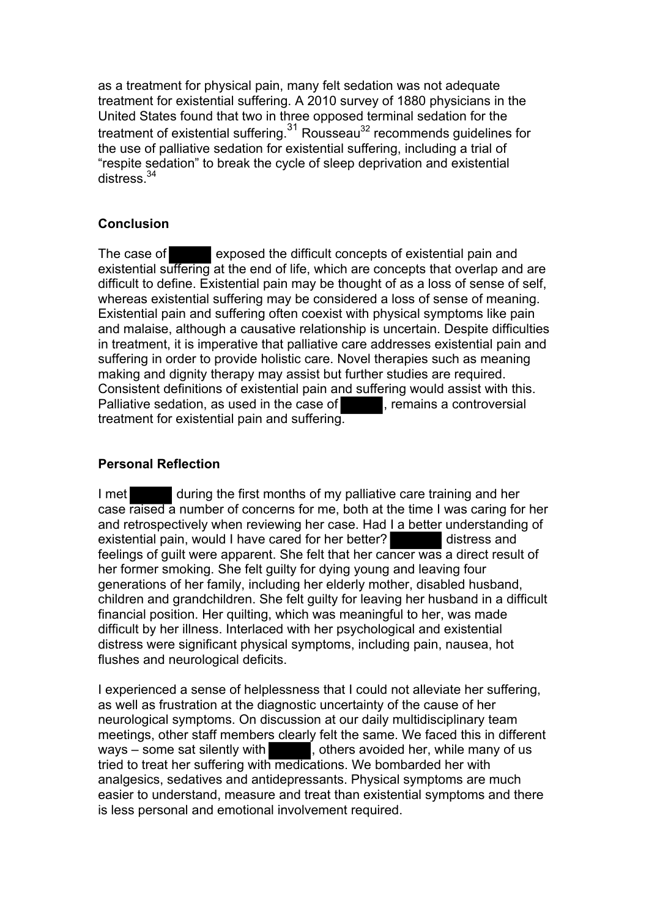as a treatment for physical pain, many felt sedation was not adequate treatment for existential suffering. A 2010 survey of 1880 physicians in the United States found that two in three opposed terminal sedation for the treatment of existential suffering.[31] Rousseau[32] recommends guidelines for the use of palliative sedation for existential suffering, including a trial of "respite sedation" to break the cycle of sleep deprivation and existential distress.[34]

## Conclusion

The case of ██████ exposed the difficult concepts of existential pain and existential suffering at the end of life, which are concepts that overlap and are difficult to define. Existential pain may be thought of as a loss of sense of self, whereas existential suffering may be considered a loss of sense of meaning. Existential pain and suffering often coexist with physical symptoms like pain and malaise, although a causative relationship is uncertain. Despite difficulties in treatment, it is imperative that palliative care addresses existential pain and suffering in order to provide holistic care. Novel therapies such as meaning making and dignity therapy may assist but further studies are required. Consistent definitions of existential pain and suffering would assist with this. Palliative sedation, as used in the case of ██████, remains a controversial treatment for existential pain and suffering.

## Personal Reflection

I met ██████ during the first months of my palliative care training and her case raised a number of concerns for me, both at the time I was caring for her and retrospectively when reviewing her case. Had I a better understanding of existential pain, would I have cared for her better? ██████ distress and feelings of guilt were apparent. She felt that her cancer was a direct result of her former smoking. She felt guilty for dying young and leaving four generations of her family, including her elderly mother, disabled husband, children and grandchildren. She felt guilty for leaving her husband in a difficult financial position. Her quilting, which was meaningful to her, was made difficult by her illness. Interlaced with her psychological and existential distress were significant physical symptoms, including pain, nausea, hot flushes and neurological deficits.

I experienced a sense of helplessness that I could not alleviate her suffering, as well as frustration at the diagnostic uncertainty of the cause of her neurological symptoms. On discussion at our daily multidisciplinary team meetings, other staff members clearly felt the same. We faced this in different ways – some sat silently with ██████, others avoided her, while many of us tried to treat her suffering with medications. We bombarded her with analgesics, sedatives and antidepressants. Physical symptoms are much easier to understand, measure and treat than existential symptoms and there is less personal and emotional involvement required.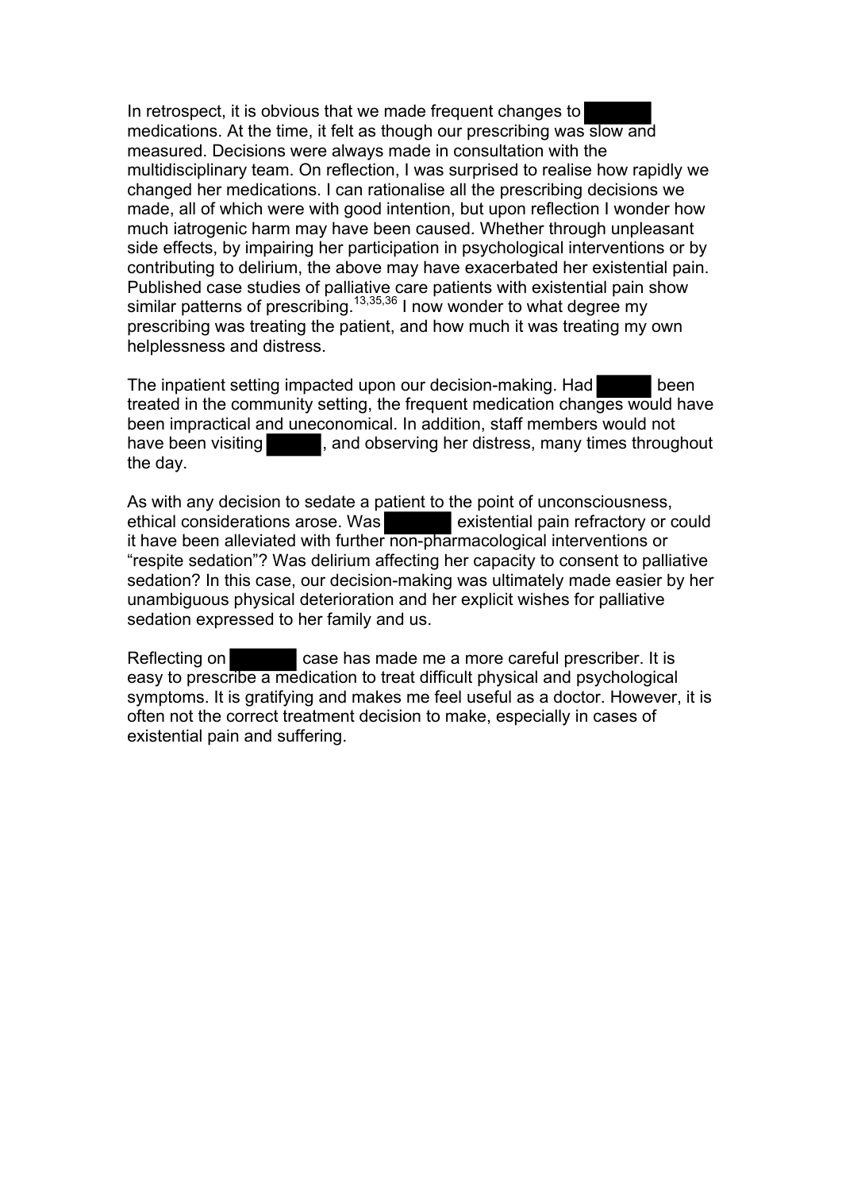In retrospect, it is obvious that we made frequent changes to ███████ medications. At the time, it felt as though our prescribing was slow and measured. Decisions were always made in consultation with the multidisciplinary team. On reflection, I was surprised to realise how rapidly we changed her medications. I can rationalise all the prescribing decisions we made, all of which were with good intention, but upon reflection I wonder how much iatrogenic harm may have been caused. Whether through unpleasant side effects, by impairing her participation in psychological interventions or by contributing to delirium, the above may have exacerbated her existential pain. Published case studies of palliative care patients with existential pain show similar patterns of prescribing.[13,35,36] I now wonder to what degree my prescribing was treating the patient, and how much it was treating my own helplessness and distress.

The inpatient setting impacted upon our decision-making. Had ██████ been treated in the community setting, the frequent medication changes would have been impractical and uneconomical. In addition, staff members would not have been visiting ██████, and observing her distress, many times throughout the day.

As with any decision to sedate a patient to the point of unconsciousness, ethical considerations arose. Was ███████ existential pain refractory or could it have been alleviated with further non-pharmacological interventions or "respite sedation"? Was delirium affecting her capacity to consent to palliative sedation? In this case, our decision-making was ultimately made easier by her unambiguous physical deterioration and her explicit wishes for palliative sedation expressed to her family and us.

Reflecting on ███████ case has made me a more careful prescriber. It is easy to prescribe a medication to treat difficult physical and psychological symptoms. It is gratifying and makes me feel useful as a doctor. However, it is often not the correct treatment decision to make, especially in cases of existential pain and suffering.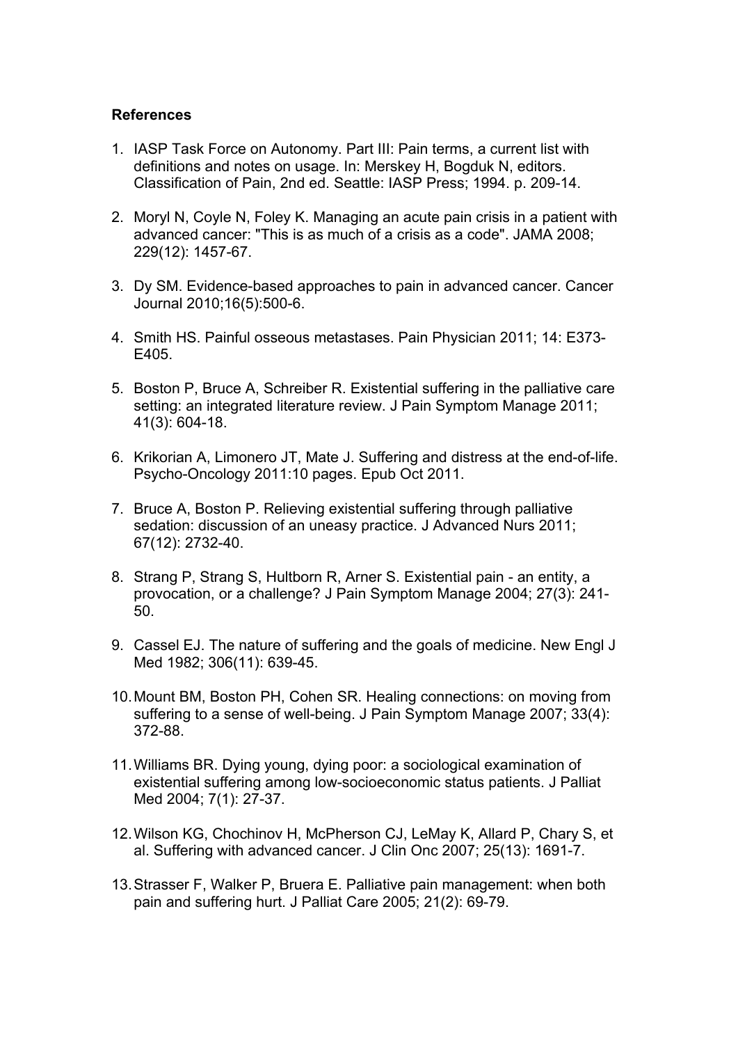**References**

1. IASP Task Force on Autonomy. Part III: Pain terms, a current list with definitions and notes on usage. In: Merskey H, Bogduk N, editors. Classification of Pain, 2nd ed. Seattle: IASP Press; 1994. p. 209-14.

2. Moryl N, Coyle N, Foley K. Managing an acute pain crisis in a patient with advanced cancer: "This is as much of a crisis as a code". JAMA 2008; 229(12): 1457-67.

3. Dy SM. Evidence-based approaches to pain in advanced cancer. Cancer Journal 2010;16(5):500-6.

4. Smith HS. Painful osseous metastases. Pain Physician 2011; 14: E373-E405.

5. Boston P, Bruce A, Schreiber R. Existential suffering in the palliative care setting: an integrated literature review. J Pain Symptom Manage 2011; 41(3): 604-18.

6. Krikorian A, Limonero JT, Mate J. Suffering and distress at the end-of-life. Psycho-Oncology 2011:10 pages. Epub Oct 2011.

7. Bruce A, Boston P. Relieving existential suffering through palliative sedation: discussion of an uneasy practice. J Advanced Nurs 2011; 67(12): 2732-40.

8. Strang P, Strang S, Hultborn R, Arner S. Existential pain - an entity, a provocation, or a challenge? J Pain Symptom Manage 2004; 27(3): 241-50.

9. Cassel EJ. The nature of suffering and the goals of medicine. New Engl J Med 1982; 306(11): 639-45.

10. Mount BM, Boston PH, Cohen SR. Healing connections: on moving from suffering to a sense of well-being. J Pain Symptom Manage 2007; 33(4): 372-88.

11. Williams BR. Dying young, dying poor: a sociological examination of existential suffering among low-socioeconomic status patients. J Palliat Med 2004; 7(1): 27-37.

12. Wilson KG, Chochinov H, McPherson CJ, LeMay K, Allard P, Chary S, et al. Suffering with advanced cancer. J Clin Onc 2007; 25(13): 1691-7.

13. Strasser F, Walker P, Bruera E. Palliative pain management: when both pain and suffering hurt. J Palliat Care 2005; 21(2): 69-79.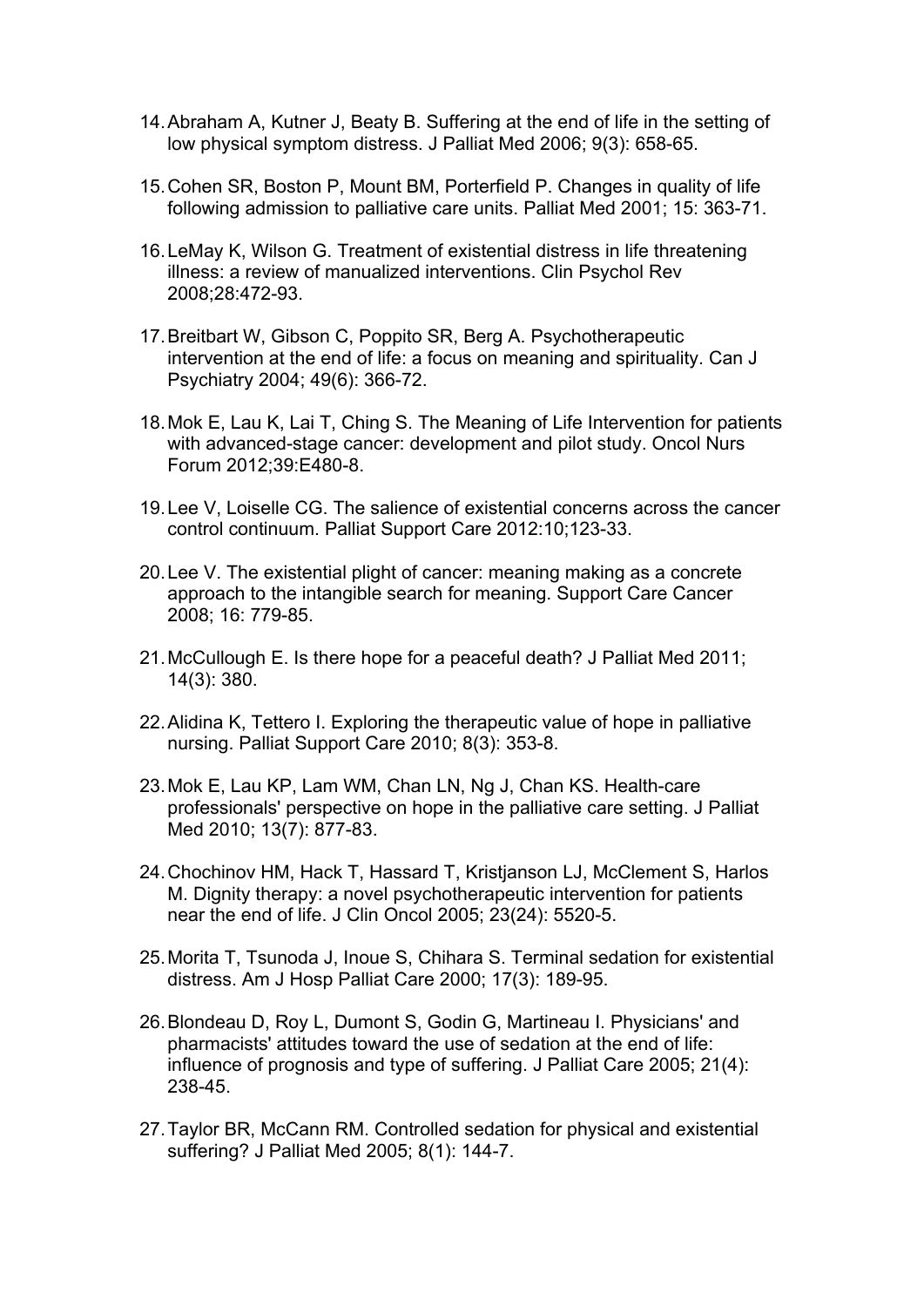14. Abraham A, Kutner J, Beaty B. Suffering at the end of life in the setting of low physical symptom distress. J Palliat Med 2006; 9(3): 658-65.

15. Cohen SR, Boston P, Mount BM, Porterfield P. Changes in quality of life following admission to palliative care units. Palliat Med 2001; 15: 363-71.

16. LeMay K, Wilson G. Treatment of existential distress in life threatening illness: a review of manualized interventions. Clin Psychol Rev 2008;28:472-93.

17. Breitbart W, Gibson C, Poppito SR, Berg A. Psychotherapeutic intervention at the end of life: a focus on meaning and spirituality. Can J Psychiatry 2004; 49(6): 366-72.

18. Mok E, Lau K, Lai T, Ching S. The Meaning of Life Intervention for patients with advanced-stage cancer: development and pilot study. Oncol Nurs Forum 2012;39:E480-8.

19. Lee V, Loiselle CG. The salience of existential concerns across the cancer control continuum. Palliat Support Care 2012:10;123-33.

20. Lee V. The existential plight of cancer: meaning making as a concrete approach to the intangible search for meaning. Support Care Cancer 2008; 16: 779-85.

21. McCullough E. Is there hope for a peaceful death? J Palliat Med 2011; 14(3): 380.

22. Alidina K, Tettero I. Exploring the therapeutic value of hope in palliative nursing. Palliat Support Care 2010; 8(3): 353-8.

23. Mok E, Lau KP, Lam WM, Chan LN, Ng J, Chan KS. Health-care professionals' perspective on hope in the palliative care setting. J Palliat Med 2010; 13(7): 877-83.

24. Chochinov HM, Hack T, Hassard T, Kristjanson LJ, McClement S, Harlos M. Dignity therapy: a novel psychotherapeutic intervention for patients near the end of life. J Clin Oncol 2005; 23(24): 5520-5.

25. Morita T, Tsunoda J, Inoue S, Chihara S. Terminal sedation for existential distress. Am J Hosp Palliat Care 2000; 17(3): 189-95.

26. Blondeau D, Roy L, Dumont S, Godin G, Martineau I. Physicians' and pharmacists' attitudes toward the use of sedation at the end of life: influence of prognosis and type of suffering. J Palliat Care 2005; 21(4): 238-45.

27. Taylor BR, McCann RM. Controlled sedation for physical and existential suffering? J Palliat Med 2005; 8(1): 144-7.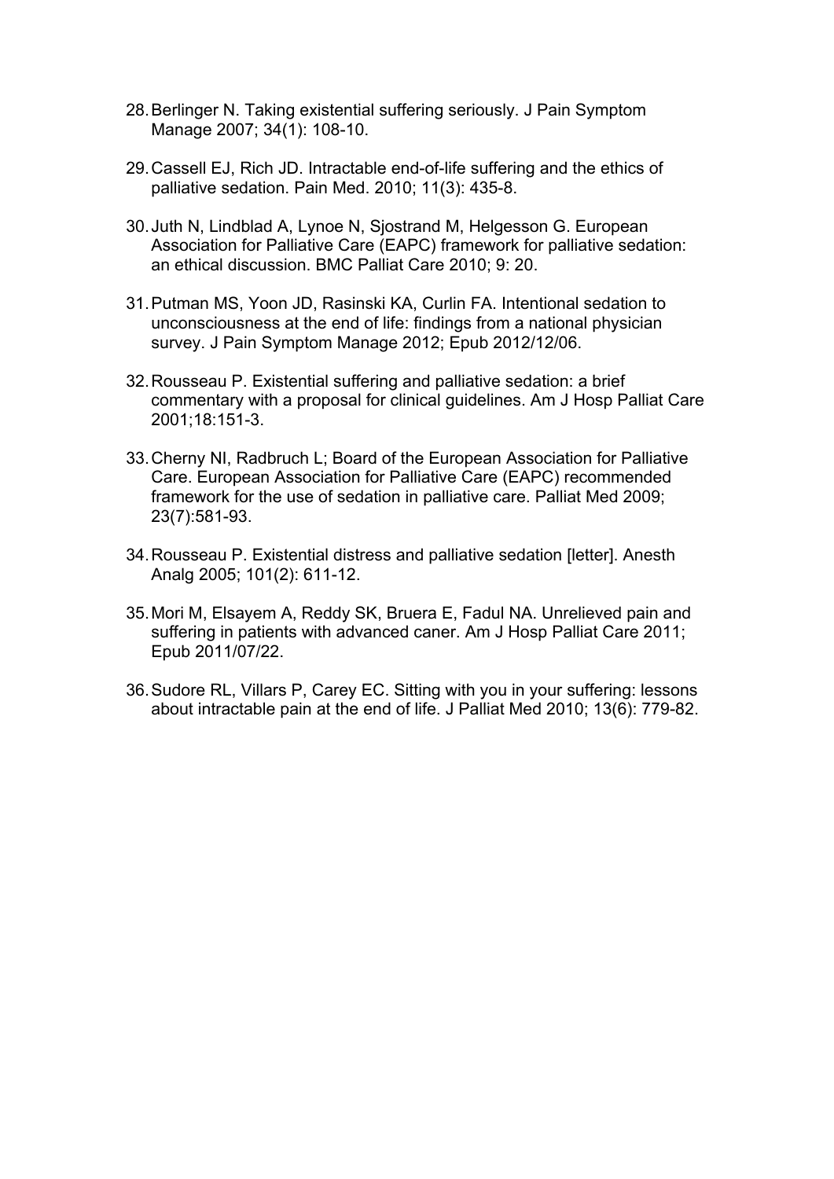28. Berlinger N. Taking existential suffering seriously. J Pain Symptom Manage 2007; 34(1): 108-10.

29. Cassell EJ, Rich JD. Intractable end-of-life suffering and the ethics of palliative sedation. Pain Med. 2010; 11(3): 435-8.

30. Juth N, Lindblad A, Lynoe N, Sjostrand M, Helgesson G. European Association for Palliative Care (EAPC) framework for palliative sedation: an ethical discussion. BMC Palliat Care 2010; 9: 20.

31. Putman MS, Yoon JD, Rasinski KA, Curlin FA. Intentional sedation to unconsciousness at the end of life: findings from a national physician survey. J Pain Symptom Manage 2012; Epub 2012/12/06.

32. Rousseau P. Existential suffering and palliative sedation: a brief commentary with a proposal for clinical guidelines. Am J Hosp Palliat Care 2001;18:151-3.

33. Cherny NI, Radbruch L; Board of the European Association for Palliative Care. European Association for Palliative Care (EAPC) recommended framework for the use of sedation in palliative care. Palliat Med 2009; 23(7):581-93.

34. Rousseau P. Existential distress and palliative sedation [letter]. Anesth Analg 2005; 101(2): 611-12.

35. Mori M, Elsayem A, Reddy SK, Bruera E, Fadul NA. Unrelieved pain and suffering in patients with advanced caner. Am J Hosp Palliat Care 2011; Epub 2011/07/22.

36. Sudore RL, Villars P, Carey EC. Sitting with you in your suffering: lessons about intractable pain at the end of life. J Palliat Med 2010; 13(6): 779-82.